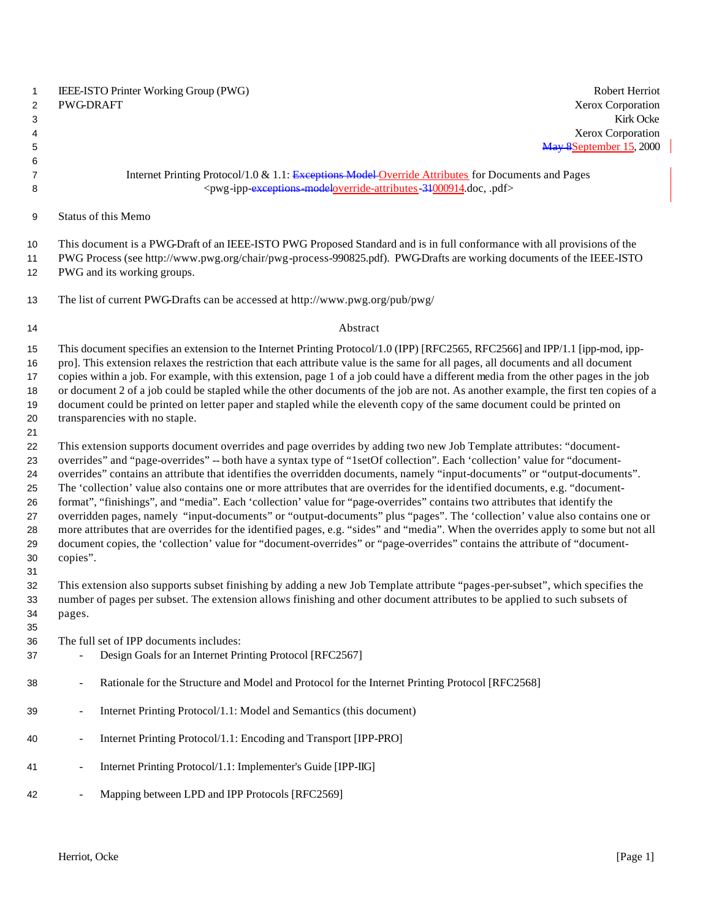IEEE-ISTO Printer Working Group (PWG)
PWG-DRAFT

Robert Herriot
Xerox Corporation
Kirk Ocke
Xerox Corporation
~~May 8~~September 15, 2000

Internet Printing Protocol/1.0 & 1.1: ~~Exceptions Model~~ Override Attributes for Documents and Pages
<pwg-ipp-~~exceptions-model~~override-attributes-~~31~~000914.doc, .pdf>

## Status of this Memo

This document is a PWG-Draft of an IEEE-ISTO PWG Proposed Standard and is in full conformance with all provisions of the PWG Process (see http://www.pwg.org/chair/pwg-process-990825.pdf). PWG-Drafts are working documents of the IEEE-ISTO PWG and its working groups.

The list of current PWG-Drafts can be accessed at http://www.pwg.org/pub/pwg/

## Abstract

This document specifies an extension to the Internet Printing Protocol/1.0 (IPP) [RFC2565, RFC2566] and IPP/1.1 [ipp-mod, ipp-pro]. This extension relaxes the restriction that each attribute value is the same for all pages, all documents and all document copies within a job. For example, with this extension, page 1 of a job could have a different media from the other pages in the job or document 2 of a job could be stapled while the other documents of the job are not. As another example, the first ten copies of a document could be printed on letter paper and stapled while the eleventh copy of the same document could be printed on transparencies with no staple.

This extension supports document overrides and page overrides by adding two new Job Template attributes: "document-overrides" and "page-overrides" -- both have a syntax type of "1setOf collection". Each 'collection' value for "document-overrides" contains an attribute that identifies the overridden documents, namely "input-documents" or "output-documents". The 'collection' value also contains one or more attributes that are overrides for the identified documents, e.g. "document-format", "finishings", and "media". Each 'collection' value for "page-overrides" contains two attributes that identify the overridden pages, namely "input-documents" or "output-documents" plus "pages". The 'collection' value also contains one or more attributes that are overrides for the identified pages, e.g. "sides" and "media". When the overrides apply to some but not all document copies, the 'collection' value for "document-overrides" or "page-overrides" contains the attribute of "document-copies".

This extension also supports subset finishing by adding a new Job Template attribute "pages-per-subset", which specifies the number of pages per subset. The extension allows finishing and other document attributes to be applied to such subsets of pages.

The full set of IPP documents includes:

- Design Goals for an Internet Printing Protocol [RFC2567]
- Rationale for the Structure and Model and Protocol for the Internet Printing Protocol [RFC2568]
- Internet Printing Protocol/1.1: Model and Semantics (this document)
- Internet Printing Protocol/1.1: Encoding and Transport [IPP-PRO]
- Internet Printing Protocol/1.1: Implementer's Guide [IPP-IIG]
- Mapping between LPD and IPP Protocols [RFC2569]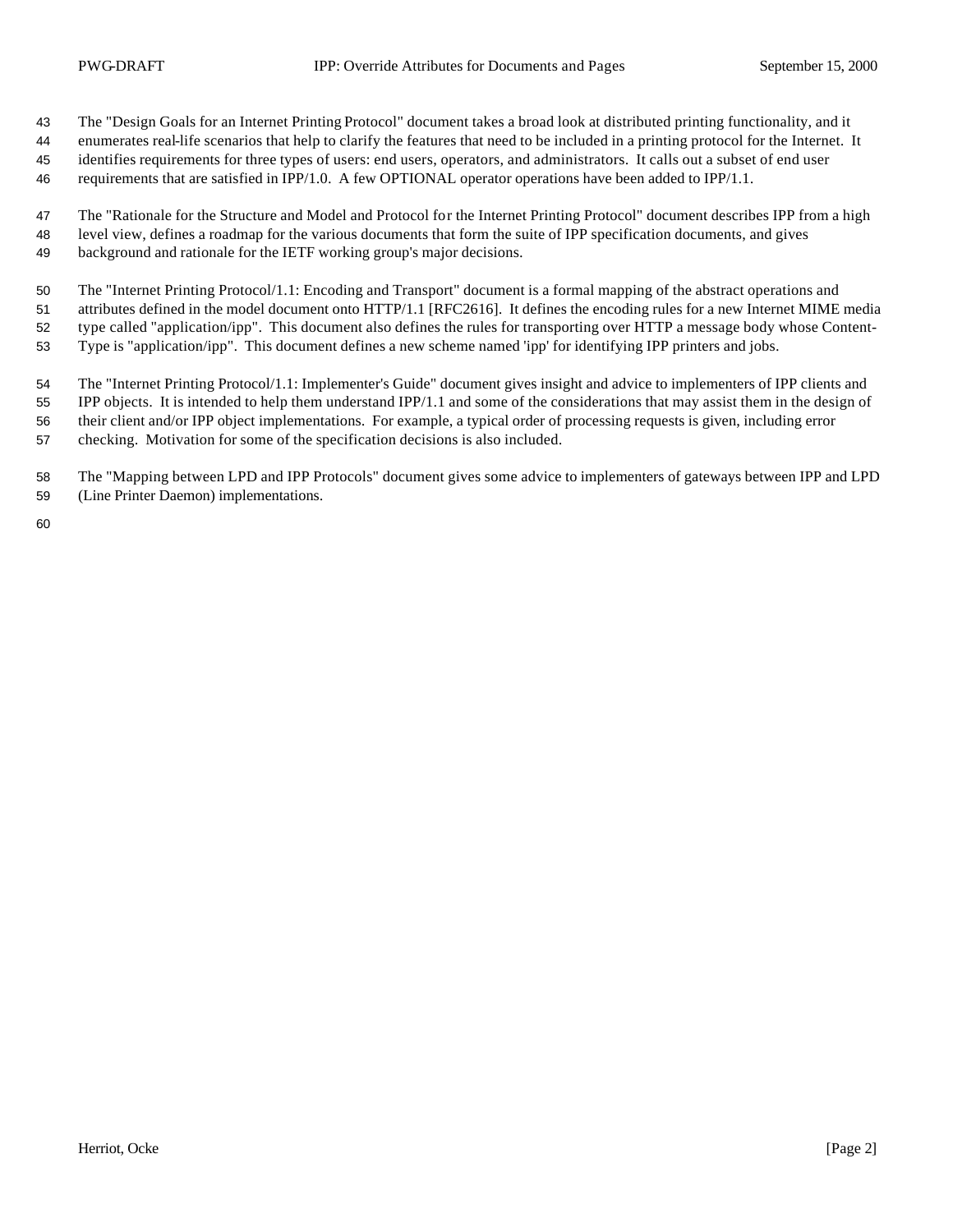The "Design Goals for an Internet Printing Protocol" document takes a broad look at distributed printing functionality, and it enumerates real-life scenarios that help to clarify the features that need to be included in a printing protocol for the Internet. It identifies requirements for three types of users: end users, operators, and administrators. It calls out a subset of end user requirements that are satisfied in IPP/1.0. A few OPTIONAL operator operations have been added to IPP/1.1.

The "Rationale for the Structure and Model and Protocol for the Internet Printing Protocol" document describes IPP from a high level view, defines a roadmap for the various documents that form the suite of IPP specification documents, and gives background and rationale for the IETF working group's major decisions.

The "Internet Printing Protocol/1.1: Encoding and Transport" document is a formal mapping of the abstract operations and attributes defined in the model document onto HTTP/1.1 [RFC2616]. It defines the encoding rules for a new Internet MIME media type called "application/ipp". This document also defines the rules for transporting over HTTP a message body whose Content-Type is "application/ipp". This document defines a new scheme named 'ipp' for identifying IPP printers and jobs.

The "Internet Printing Protocol/1.1: Implementer's Guide" document gives insight and advice to implementers of IPP clients and IPP objects. It is intended to help them understand IPP/1.1 and some of the considerations that may assist them in the design of their client and/or IPP object implementations. For example, a typical order of processing requests is given, including error checking. Motivation for some of the specification decisions is also included.

The "Mapping between LPD and IPP Protocols" document gives some advice to implementers of gateways between IPP and LPD (Line Printer Daemon) implementations.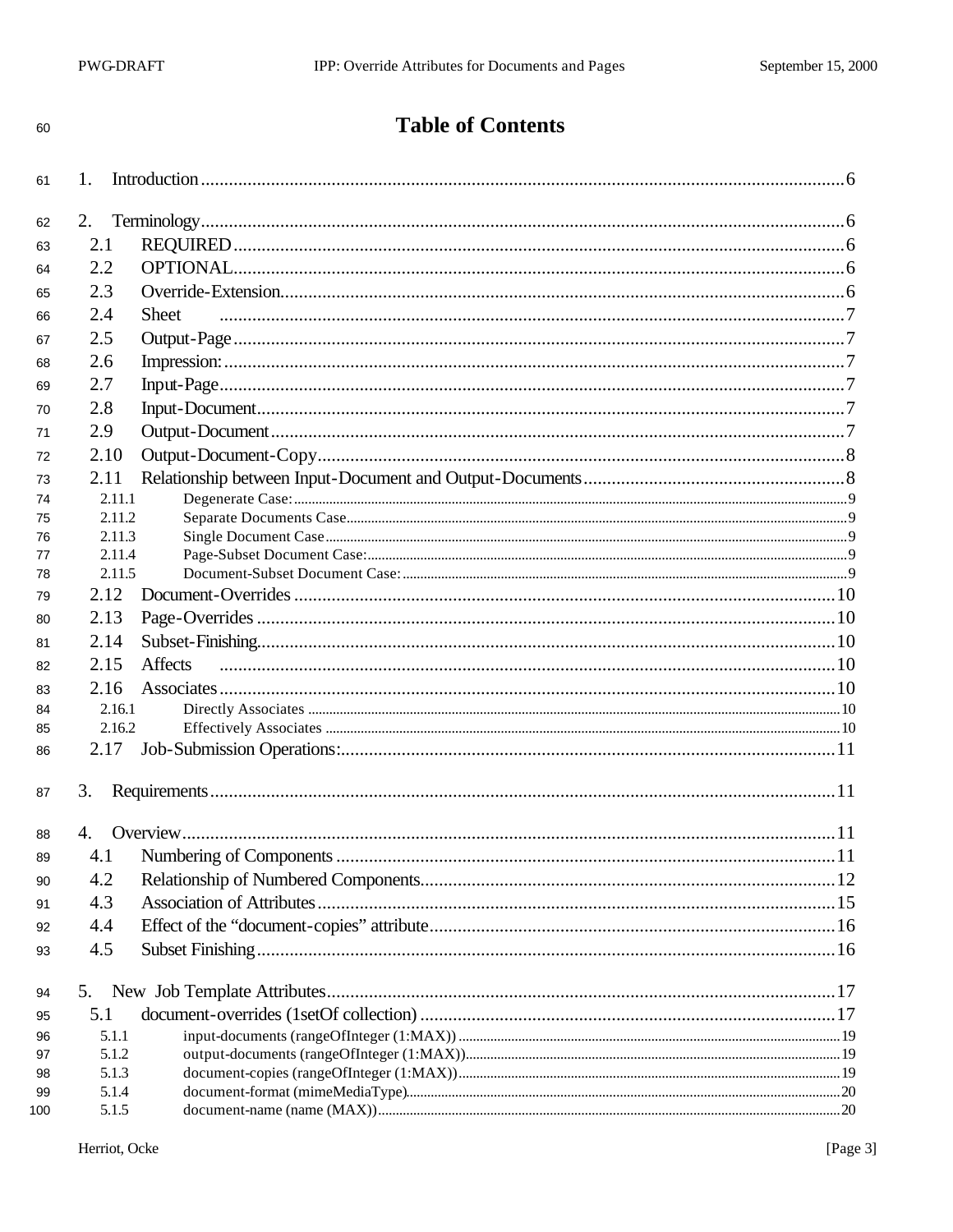# Table of Contents

1. Introduction ............................................................ 6

2. Terminology ............................................................ 6
   - 2.1 REQUIRED ............................................................ 6
   - 2.2 OPTIONAL ............................................................ 6
   - 2.3 Override-Extension ............................................................ 6
   - 2.4 Sheet ............................................................ 7
   - 2.5 Output-Page ............................................................ 7
   - 2.6 Impression: ............................................................ 7
   - 2.7 Input-Page ............................................................ 7
   - 2.8 Input-Document ............................................................ 7
   - 2.9 Output-Document ............................................................ 7
   - 2.10 Output-Document-Copy ............................................................ 8
   - 2.11 Relationship between Input-Document and Output-Documents ............................................................ 8
     - 2.11.1 Degenerate Case: ............................................................ 9
     - 2.11.2 Separate Documents Case ............................................................ 9
     - 2.11.3 Single Document Case ............................................................ 9
     - 2.11.4 Page-Subset Document Case: ............................................................ 9
     - 2.11.5 Document-Subset Document Case: ............................................................ 9
   - 2.12 Document-Overrides ............................................................ 10
   - 2.13 Page-Overrides ............................................................ 10
   - 2.14 Subset-Finishing ............................................................ 10
   - 2.15 Affects ............................................................ 10
   - 2.16 Associates ............................................................ 10
     - 2.16.1 Directly Associates ............................................................ 10
     - 2.16.2 Effectively Associates ............................................................ 10
   - 2.17 Job-Submission Operations: ............................................................ 11

3. Requirements ............................................................ 11

4. Overview ............................................................ 11
   - 4.1 Numbering of Components ............................................................ 11
   - 4.2 Relationship of Numbered Components ............................................................ 12
   - 4.3 Association of Attributes ............................................................ 15
   - 4.4 Effect of the "document-copies" attribute ............................................................ 16
   - 4.5 Subset Finishing ............................................................ 16

5. New Job Template Attributes ............................................................ 17
   - 5.1 document-overrides (1setOf collection) ............................................................ 17
     - 5.1.1 input-documents (rangeOfInteger (1:MAX)) ............................................................ 19
     - 5.1.2 output-documents (rangeOfInteger (1:MAX)) ............................................................ 19
     - 5.1.3 document-copies (rangeOfInteger (1:MAX)) ............................................................ 19
     - 5.1.4 document-format (mimeMediaType) ............................................................ 20
     - 5.1.5 document-name (name (MAX)) ............................................................ 20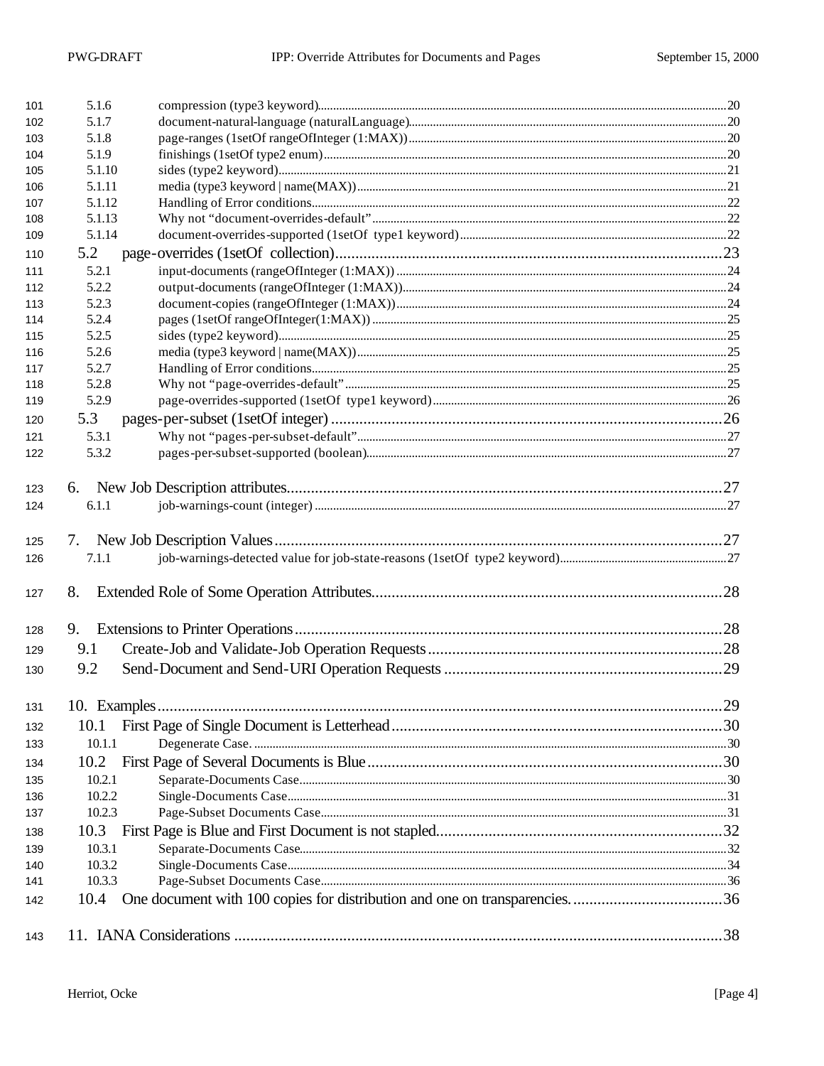5.1.6 compression (type3 keyword) ..... 20
5.1.7 document-natural-language (naturalLanguage) ..... 20
5.1.8 page-ranges (1setOf rangeOfInteger (1:MAX)) ..... 20
5.1.9 finishings (1setOf type2 enum) ..... 20
5.1.10 sides (type2 keyword) ..... 21
5.1.11 media (type3 keyword | name(MAX)) ..... 21
5.1.12 Handling of Error conditions ..... 22
5.1.13 Why not "document-overrides-default" ..... 22
5.1.14 document-overrides-supported (1setOf type1 keyword) ..... 22

5.2 page-overrides (1setOf collection) ..... 23
5.2.1 input-documents (rangeOfInteger (1:MAX)) ..... 24
5.2.2 output-documents (rangeOfInteger (1:MAX)) ..... 24
5.2.3 document-copies (rangeOfInteger (1:MAX)) ..... 24
5.2.4 pages (1setOf rangeOfInteger(1:MAX)) ..... 25
5.2.5 sides (type2 keyword) ..... 25
5.2.6 media (type3 keyword | name(MAX)) ..... 25
5.2.7 Handling of Error conditions ..... 25
5.2.8 Why not "page-overrides-default" ..... 25
5.2.9 page-overrides-supported (1setOf type1 keyword) ..... 26

5.3 pages-per-subset (1setOf integer) ..... 26
5.3.1 Why not "pages-per-subset-default" ..... 27
5.3.2 pages-per-subset-supported (boolean) ..... 27

6. New Job Description attributes ..... 27
6.1.1 job-warnings-count (integer) ..... 27

7. New Job Description Values ..... 27
7.1.1 job-warnings-detected value for job-state-reasons (1setOf type2 keyword) ..... 27

8. Extended Role of Some Operation Attributes ..... 28

9. Extensions to Printer Operations ..... 28
9.1 Create-Job and Validate-Job Operation Requests ..... 28
9.2 Send-Document and Send-URI Operation Requests ..... 29

10. Examples ..... 29
10.1 First Page of Single Document is Letterhead ..... 30
10.1.1 Degenerate Case. ..... 30
10.2 First Page of Several Documents is Blue ..... 30
10.2.1 Separate-Documents Case ..... 30
10.2.2 Single-Documents Case ..... 31
10.2.3 Page-Subset Documents Case ..... 31
10.3 First Page is Blue and First Document is not stapled ..... 32
10.3.1 Separate-Documents Case ..... 32
10.3.2 Single-Documents Case ..... 34
10.3.3 Page-Subset Documents Case ..... 36
10.4 One document with 100 copies for distribution and one on transparencies. ..... 36

11. IANA Considerations ..... 38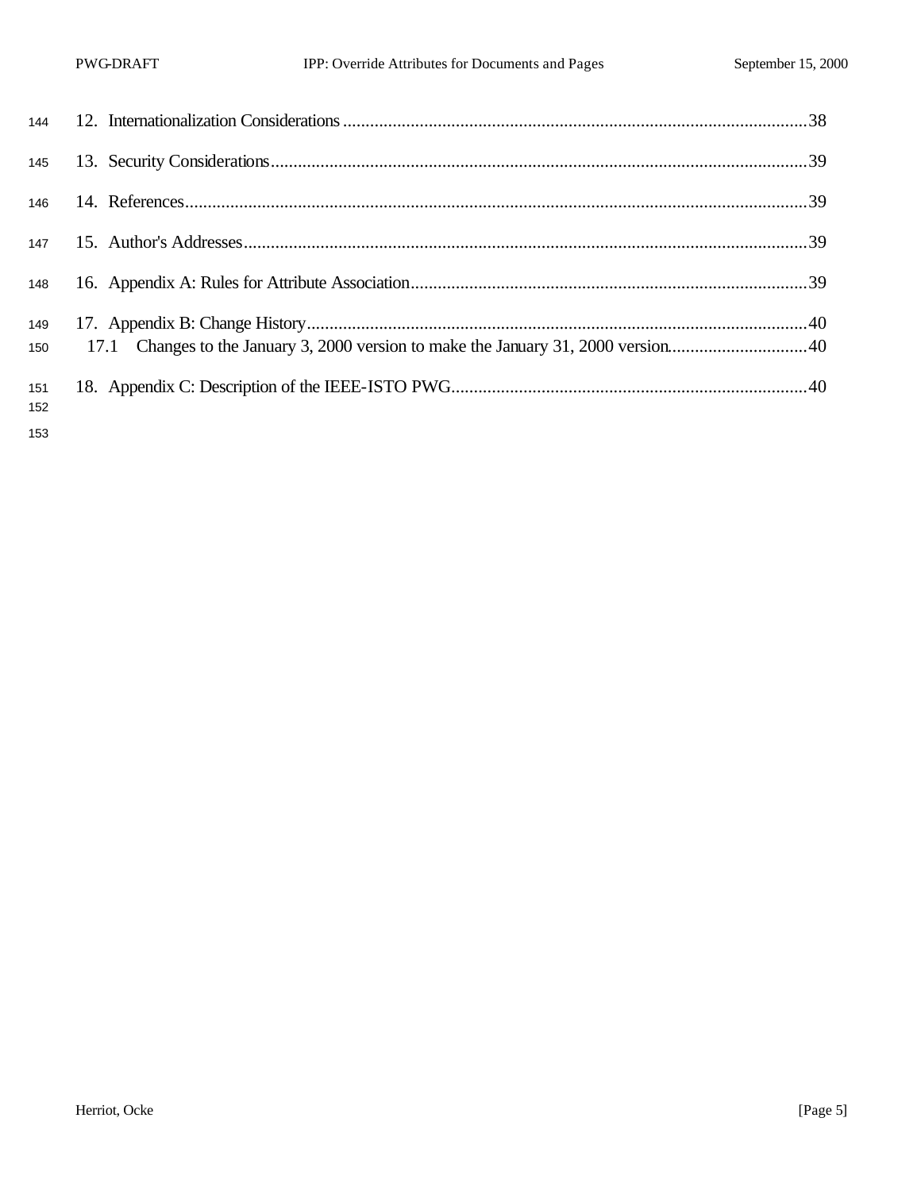12. Internationalization Considerations ....................................................................................................38

13. Security Considerations.....................................................................................................................39

14. References........................................................................................................................................39

15. Author's Addresses............................................................................................................................39

16. Appendix A: Rules for Attribute Association......................................................................................39

17. Appendix B: Change History..............................................................................................................40
    17.1 Changes to the January 3, 2000 version to make the January 31, 2000 version...............................40

18. Appendix C: Description of the IEEE-ISTO PWG..............................................................................40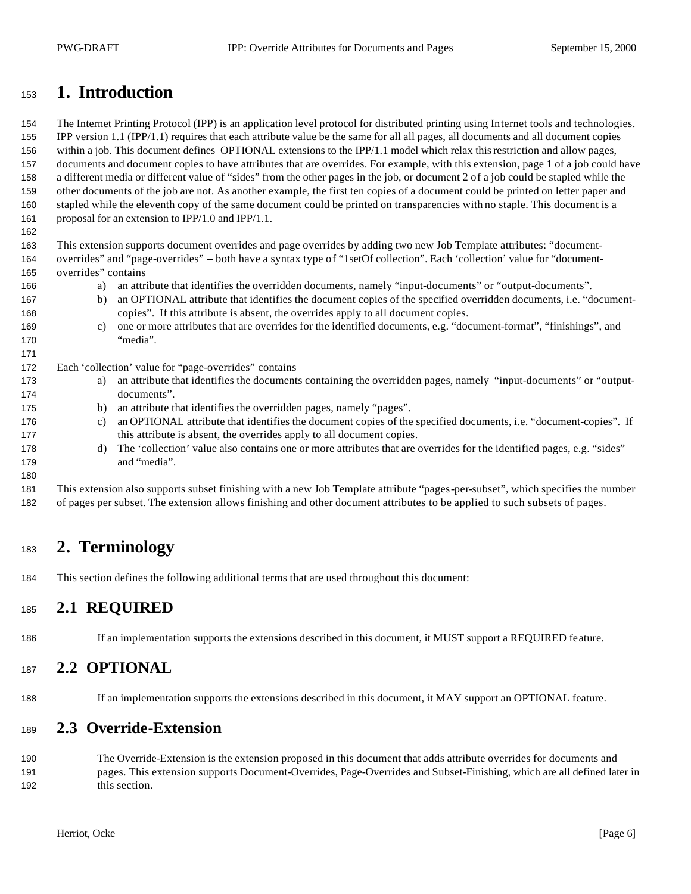# 1. Introduction

The Internet Printing Protocol (IPP) is an application level protocol for distributed printing using Internet tools and technologies. IPP version 1.1 (IPP/1.1) requires that each attribute value be the same for all all pages, all documents and all document copies within a job. This document defines OPTIONAL extensions to the IPP/1.1 model which relax this restriction and allow pages, documents and document copies to have attributes that are overrides. For example, with this extension, page 1 of a job could have a different media or different value of "sides" from the other pages in the job, or document 2 of a job could be stapled while the other documents of the job are not. As another example, the first ten copies of a document could be printed on letter paper and stapled while the eleventh copy of the same document could be printed on transparencies with no staple. This document is a proposal for an extension to IPP/1.0 and IPP/1.1.

This extension supports document overrides and page overrides by adding two new Job Template attributes: "document-overrides" and "page-overrides" -- both have a syntax type of "1setOf collection". Each 'collection' value for "document-overrides" contains

a) an attribute that identifies the overridden documents, namely "input-documents" or "output-documents".
b) an OPTIONAL attribute that identifies the document copies of the specified overridden documents, i.e. "document-copies". If this attribute is absent, the overrides apply to all document copies.
c) one or more attributes that are overrides for the identified documents, e.g. "document-format", "finishings", and "media".

Each 'collection' value for "page-overrides" contains

a) an attribute that identifies the documents containing the overridden pages, namely "input-documents" or "output-documents".
b) an attribute that identifies the overridden pages, namely "pages".
c) an OPTIONAL attribute that identifies the document copies of the specified documents, i.e. "document-copies". If this attribute is absent, the overrides apply to all document copies.
d) The 'collection' value also contains one or more attributes that are overrides for the identified pages, e.g. "sides" and "media".

This extension also supports subset finishing with a new Job Template attribute "pages-per-subset", which specifies the number of pages per subset. The extension allows finishing and other document attributes to be applied to such subsets of pages.

# 2. Terminology

This section defines the following additional terms that are used throughout this document:

## 2.1 REQUIRED

If an implementation supports the extensions described in this document, it MUST support a REQUIRED feature.

## 2.2 OPTIONAL

If an implementation supports the extensions described in this document, it MAY support an OPTIONAL feature.

## 2.3 Override-Extension

The Override-Extension is the extension proposed in this document that adds attribute overrides for documents and pages. This extension supports Document-Overrides, Page-Overrides and Subset-Finishing, which are all defined later in this section.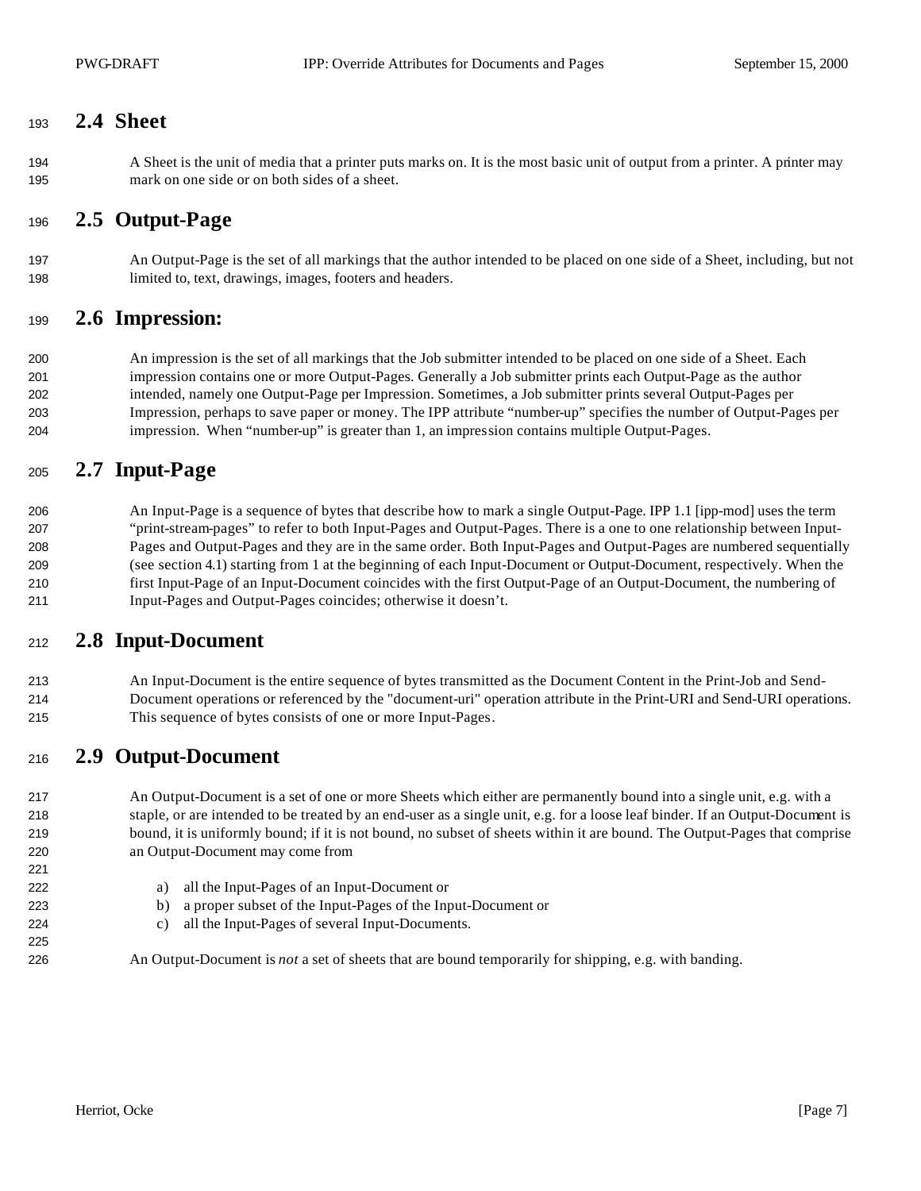## 2.4 Sheet

A Sheet is the unit of media that a printer puts marks on. It is the most basic unit of output from a printer. A printer may mark on one side or on both sides of a sheet.

## 2.5 Output-Page

An Output-Page is the set of all markings that the author intended to be placed on one side of a Sheet, including, but not limited to, text, drawings, images, footers and headers.

## 2.6 Impression:

An impression is the set of all markings that the Job submitter intended to be placed on one side of a Sheet. Each impression contains one or more Output-Pages. Generally a Job submitter prints each Output-Page as the author intended, namely one Output-Page per Impression. Sometimes, a Job submitter prints several Output-Pages per Impression, perhaps to save paper or money. The IPP attribute "number-up" specifies the number of Output-Pages per impression. When "number-up" is greater than 1, an impression contains multiple Output-Pages.

## 2.7 Input-Page

An Input-Page is a sequence of bytes that describe how to mark a single Output-Page. IPP 1.1 [ipp-mod] uses the term "print-stream-pages" to refer to both Input-Pages and Output-Pages. There is a one to one relationship between Input-Pages and Output-Pages and they are in the same order. Both Input-Pages and Output-Pages are numbered sequentially (see section 4.1) starting from 1 at the beginning of each Input-Document or Output-Document, respectively. When the first Input-Page of an Input-Document coincides with the first Output-Page of an Output-Document, the numbering of Input-Pages and Output-Pages coincides; otherwise it doesn't.

## 2.8 Input-Document

An Input-Document is the entire sequence of bytes transmitted as the Document Content in the Print-Job and Send-Document operations or referenced by the "document-uri" operation attribute in the Print-URI and Send-URI operations. This sequence of bytes consists of one or more Input-Pages.

## 2.9 Output-Document

An Output-Document is a set of one or more Sheets which either are permanently bound into a single unit, e.g. with a staple, or are intended to be treated by an end-user as a single unit, e.g. for a loose leaf binder. If an Output-Document is bound, it is uniformly bound; if it is not bound, no subset of sheets within it are bound. The Output-Pages that comprise an Output-Document may come from

a) all the Input-Pages of an Input-Document or
b) a proper subset of the Input-Pages of the Input-Document or
c) all the Input-Pages of several Input-Documents.

An Output-Document is *not* a set of sheets that are bound temporarily for shipping, e.g. with banding.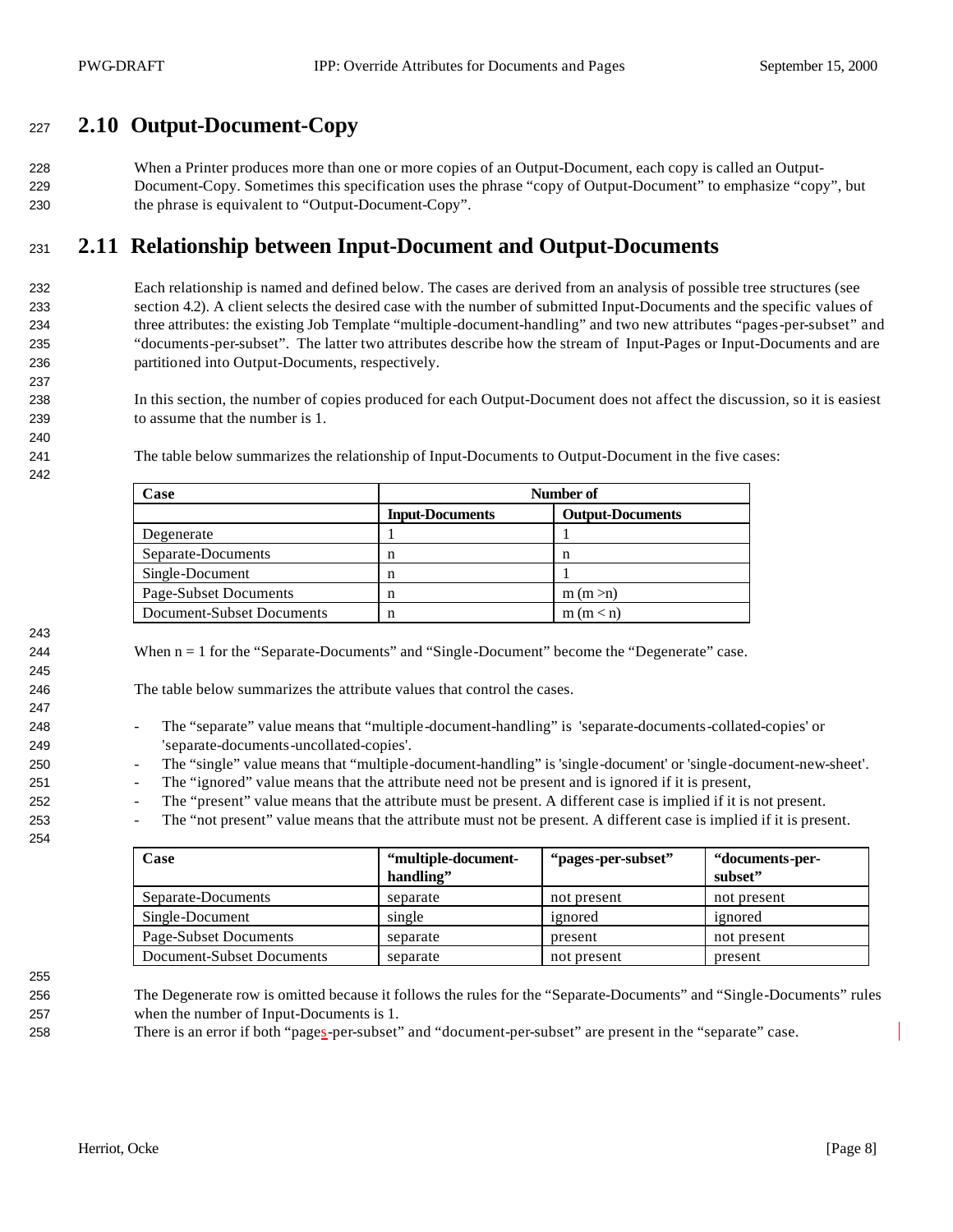## 2.10 Output-Document-Copy

When a Printer produces more than one or more copies of an Output-Document, each copy is called an Output-Document-Copy. Sometimes this specification uses the phrase "copy of Output-Document" to emphasize "copy", but the phrase is equivalent to "Output-Document-Copy".

## 2.11 Relationship between Input-Document and Output-Documents

Each relationship is named and defined below. The cases are derived from an analysis of possible tree structures (see section 4.2). A client selects the desired case with the number of submitted Input-Documents and the specific values of three attributes: the existing Job Template "multiple-document-handling" and two new attributes "pages-per-subset" and "documents-per-subset". The latter two attributes describe how the stream of Input-Pages or Input-Documents and are partitioned into Output-Documents, respectively.

In this section, the number of copies produced for each Output-Document does not affect the discussion, so it is easiest to assume that the number is 1.

The table below summarizes the relationship of Input-Documents to Output-Document in the five cases:

| Case | Number of | |
|---|---|---|
| | **Input-Documents** | **Output-Documents** |
| Degenerate | 1 | 1 |
| Separate-Documents | n | n |
| Single-Document | n | 1 |
| Page-Subset Documents | n | m (m >n) |
| Document-Subset Documents | n | m (m < n) |

When n = 1 for the "Separate-Documents" and "Single-Document" become the "Degenerate" case.

The table below summarizes the attribute values that control the cases.

- The "separate" value means that "multiple-document-handling" is 'separate-documents-collated-copies' or 'separate-documents-uncollated-copies'.
- The "single" value means that "multiple-document-handling" is 'single-document' or 'single-document-new-sheet'.
- The "ignored" value means that the attribute need not be present and is ignored if it is present,
- The "present" value means that the attribute must be present. A different case is implied if it is not present.
- The "not present" value means that the attribute must not be present. A different case is implied if it is present.

| Case | "multiple-document-handling" | "pages-per-subset" | "documents-per-subset" |
|---|---|---|---|
| Separate-Documents | separate | not present | not present |
| Single-Document | single | ignored | ignored |
| Page-Subset Documents | separate | present | not present |
| Document-Subset Documents | separate | not present | present |

The Degenerate row is omitted because it follows the rules for the "Separate-Documents" and "Single-Documents" rules when the number of Input-Documents is 1.

There is an error if both "pages-per-subset" and "document-per-subset" are present in the "separate" case.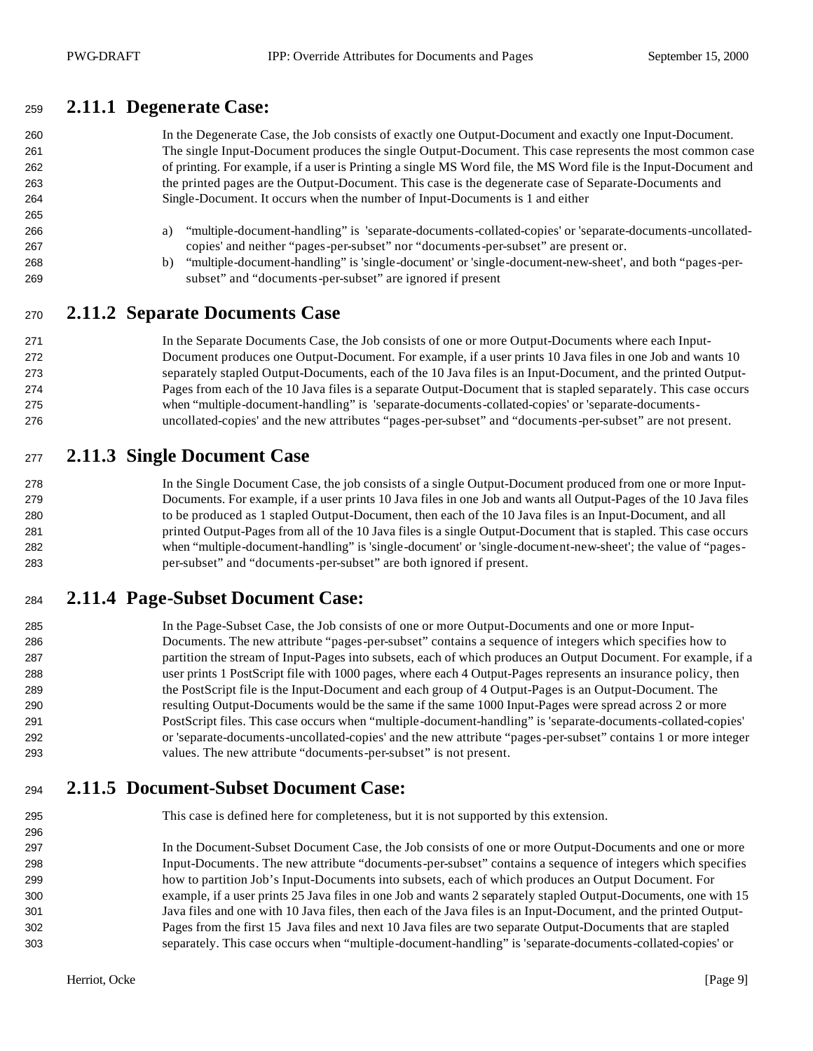### 2.11.1 Degenerate Case:

In the Degenerate Case, the Job consists of exactly one Output-Document and exactly one Input-Document. The single Input-Document produces the single Output-Document. This case represents the most common case of printing. For example, if a user is Printing a single MS Word file, the MS Word file is the Input-Document and the printed pages are the Output-Document. This case is the degenerate case of Separate-Documents and Single-Document. It occurs when the number of Input-Documents is 1 and either

a) "multiple-document-handling" is 'separate-documents-collated-copies' or 'separate-documents-uncollated-copies' and neither "pages-per-subset" nor "documents-per-subset" are present or.
b) "multiple-document-handling" is 'single-document' or 'single-document-new-sheet', and both "pages-per-subset" and "documents-per-subset" are ignored if present

### 2.11.2 Separate Documents Case

In the Separate Documents Case, the Job consists of one or more Output-Documents where each Input-Document produces one Output-Document. For example, if a user prints 10 Java files in one Job and wants 10 separately stapled Output-Documents, each of the 10 Java files is an Input-Document, and the printed Output-Pages from each of the 10 Java files is a separate Output-Document that is stapled separately. This case occurs when "multiple-document-handling" is 'separate-documents-collated-copies' or 'separate-documents-uncollated-copies' and the new attributes "pages-per-subset" and "documents-per-subset" are not present.

### 2.11.3 Single Document Case

In the Single Document Case, the job consists of a single Output-Document produced from one or more Input-Documents. For example, if a user prints 10 Java files in one Job and wants all Output-Pages of the 10 Java files to be produced as 1 stapled Output-Document, then each of the 10 Java files is an Input-Document, and all printed Output-Pages from all of the 10 Java files is a single Output-Document that is stapled. This case occurs when "multiple-document-handling" is 'single-document' or 'single-document-new-sheet'; the value of "pages-per-subset" and "documents-per-subset" are both ignored if present.

### 2.11.4 Page-Subset Document Case:

In the Page-Subset Case, the Job consists of one or more Output-Documents and one or more Input-Documents. The new attribute "pages-per-subset" contains a sequence of integers which specifies how to partition the stream of Input-Pages into subsets, each of which produces an Output Document. For example, if a user prints 1 PostScript file with 1000 pages, where each 4 Output-Pages represents an insurance policy, then the PostScript file is the Input-Document and each group of 4 Output-Pages is an Output-Document. The resulting Output-Documents would be the same if the same 1000 Input-Pages were spread across 2 or more PostScript files. This case occurs when "multiple-document-handling" is 'separate-documents-collated-copies' or 'separate-documents-uncollated-copies' and the new attribute "pages-per-subset" contains 1 or more integer values. The new attribute "documents-per-subset" is not present.

### 2.11.5 Document-Subset Document Case:

This case is defined here for completeness, but it is not supported by this extension.

In the Document-Subset Document Case, the Job consists of one or more Output-Documents and one or more Input-Documents. The new attribute "documents-per-subset" contains a sequence of integers which specifies how to partition Job's Input-Documents into subsets, each of which produces an Output Document. For example, if a user prints 25 Java files in one Job and wants 2 separately stapled Output-Documents, one with 15 Java files and one with 10 Java files, then each of the Java files is an Input-Document, and the printed Output-Pages from the first 15 Java files and next 10 Java files are two separate Output-Documents that are stapled separately. This case occurs when "multiple-document-handling" is 'separate-documents-collated-copies' or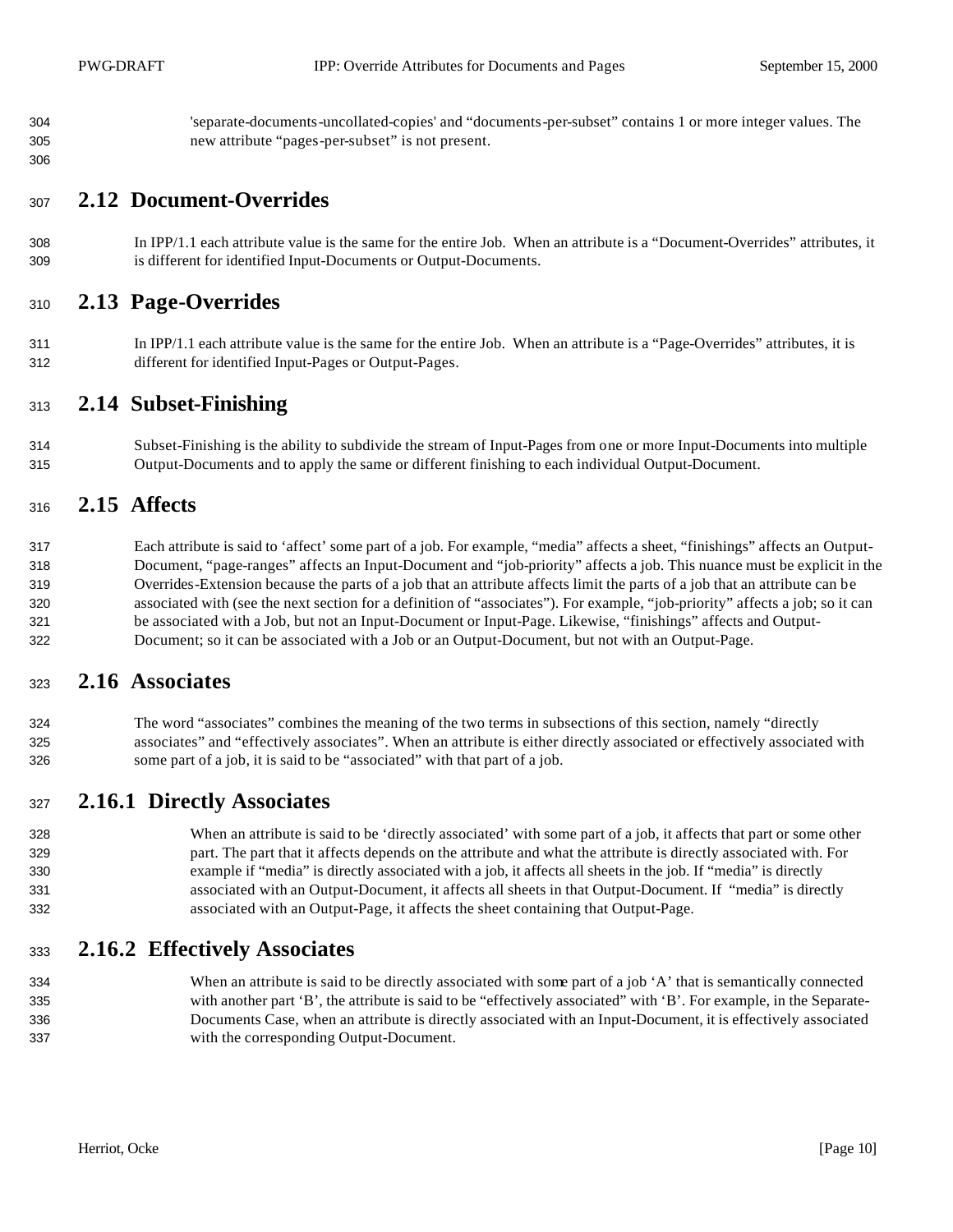'separate-documents-uncollated-copies' and "documents-per-subset" contains 1 or more integer values. The new attribute "pages-per-subset" is not present.

## 2.12 Document-Overrides

In IPP/1.1 each attribute value is the same for the entire Job. When an attribute is a "Document-Overrides" attributes, it is different for identified Input-Documents or Output-Documents.

## 2.13 Page-Overrides

In IPP/1.1 each attribute value is the same for the entire Job. When an attribute is a "Page-Overrides" attributes, it is different for identified Input-Pages or Output-Pages.

## 2.14 Subset-Finishing

Subset-Finishing is the ability to subdivide the stream of Input-Pages from one or more Input-Documents into multiple Output-Documents and to apply the same or different finishing to each individual Output-Document.

## 2.15 Affects

Each attribute is said to 'affect' some part of a job. For example, "media" affects a sheet, "finishings" affects an Output-Document, "page-ranges" affects an Input-Document and "job-priority" affects a job. This nuance must be explicit in the Overrides-Extension because the parts of a job that an attribute affects limit the parts of a job that an attribute can be associated with (see the next section for a definition of "associates"). For example, "job-priority" affects a job; so it can be associated with a Job, but not an Input-Document or Input-Page. Likewise, "finishings" affects and Output-Document; so it can be associated with a Job or an Output-Document, but not with an Output-Page.

## 2.16 Associates

The word "associates" combines the meaning of the two terms in subsections of this section, namely "directly associates" and "effectively associates". When an attribute is either directly associated or effectively associated with some part of a job, it is said to be "associated" with that part of a job.

### 2.16.1 Directly Associates

When an attribute is said to be 'directly associated' with some part of a job, it affects that part or some other part. The part that it affects depends on the attribute and what the attribute is directly associated with. For example if "media" is directly associated with a job, it affects all sheets in the job. If "media" is directly associated with an Output-Document, it affects all sheets in that Output-Document. If "media" is directly associated with an Output-Page, it affects the sheet containing that Output-Page.

### 2.16.2 Effectively Associates

When an attribute is said to be directly associated with some part of a job 'A' that is semantically connected with another part 'B', the attribute is said to be "effectively associated" with 'B'. For example, in the Separate-Documents Case, when an attribute is directly associated with an Input-Document, it is effectively associated with the corresponding Output-Document.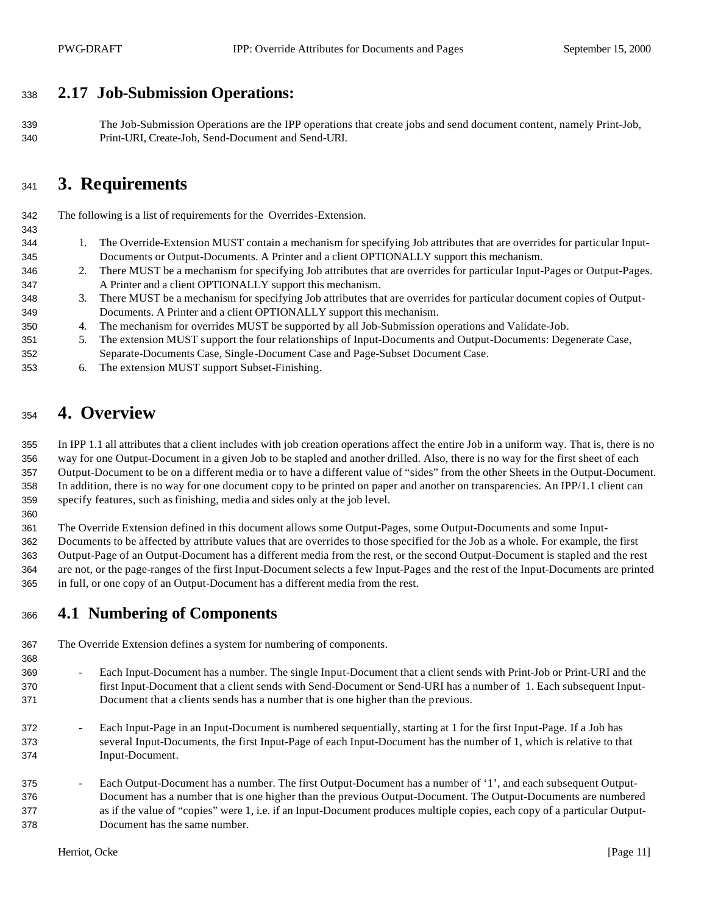## 2.17 Job-Submission Operations:

The Job-Submission Operations are the IPP operations that create jobs and send document content, namely Print-Job, Print-URI, Create-Job, Send-Document and Send-URI.

# 3. Requirements

The following is a list of requirements for the Overrides-Extension.

1. The Override-Extension MUST contain a mechanism for specifying Job attributes that are overrides for particular Input-Documents or Output-Documents. A Printer and a client OPTIONALLY support this mechanism.
2. There MUST be a mechanism for specifying Job attributes that are overrides for particular Input-Pages or Output-Pages. A Printer and a client OPTIONALLY support this mechanism.
3. There MUST be a mechanism for specifying Job attributes that are overrides for particular document copies of Output-Documents. A Printer and a client OPTIONALLY support this mechanism.
4. The mechanism for overrides MUST be supported by all Job-Submission operations and Validate-Job.
5. The extension MUST support the four relationships of Input-Documents and Output-Documents: Degenerate Case, Separate-Documents Case, Single-Document Case and Page-Subset Document Case.
6. The extension MUST support Subset-Finishing.

# 4. Overview

In IPP 1.1 all attributes that a client includes with job creation operations affect the entire Job in a uniform way. That is, there is no way for one Output-Document in a given Job to be stapled and another drilled. Also, there is no way for the first sheet of each Output-Document to be on a different media or to have a different value of "sides" from the other Sheets in the Output-Document. In addition, there is no way for one document copy to be printed on paper and another on transparencies. An IPP/1.1 client can specify features, such as finishing, media and sides only at the job level.

The Override Extension defined in this document allows some Output-Pages, some Output-Documents and some Input-Documents to be affected by attribute values that are overrides to those specified for the Job as a whole. For example, the first Output-Page of an Output-Document has a different media from the rest, or the second Output-Document is stapled and the rest are not, or the page-ranges of the first Input-Document selects a few Input-Pages and the rest of the Input-Documents are printed in full, or one copy of an Output-Document has a different media from the rest.

## 4.1 Numbering of Components

The Override Extension defines a system for numbering of components.

- Each Input-Document has a number. The single Input-Document that a client sends with Print-Job or Print-URI and the first Input-Document that a client sends with Send-Document or Send-URI has a number of 1. Each subsequent Input-Document that a clients sends has a number that is one higher than the previous.
- Each Input-Page in an Input-Document is numbered sequentially, starting at 1 for the first Input-Page. If a Job has several Input-Documents, the first Input-Page of each Input-Document has the number of 1, which is relative to that Input-Document.
- Each Output-Document has a number. The first Output-Document has a number of '1', and each subsequent Output-Document has a number that is one higher than the previous Output-Document. The Output-Documents are numbered as if the value of "copies" were 1, i.e. if an Input-Document produces multiple copies, each copy of a particular Output-Document has the same number.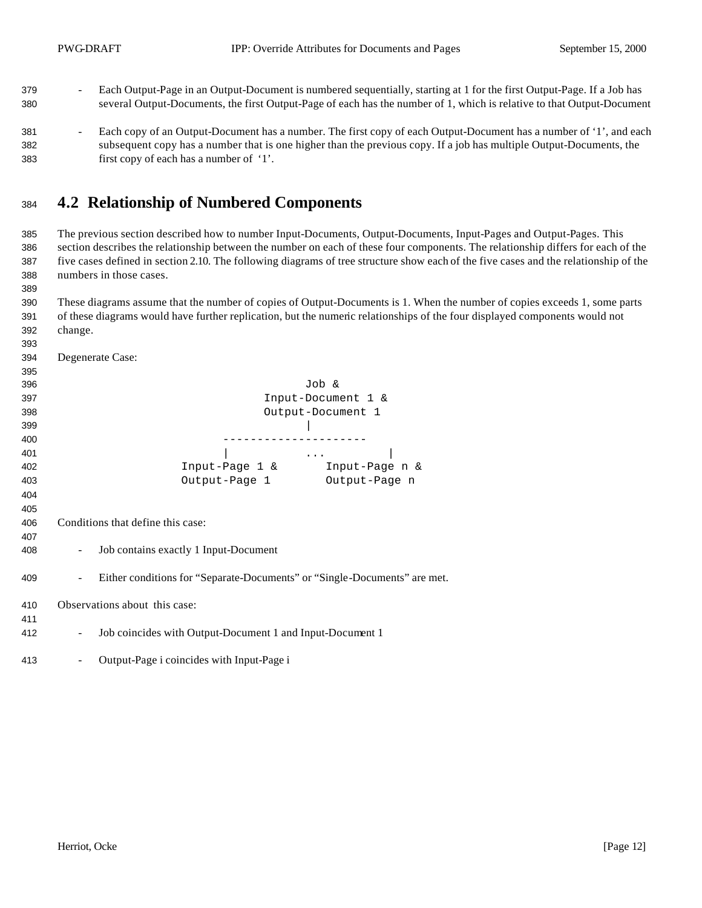- Each Output-Page in an Output-Document is numbered sequentially, starting at 1 for the first Output-Page. If a Job has several Output-Documents, the first Output-Page of each has the number of 1, which is relative to that Output-Document

- Each copy of an Output-Document has a number. The first copy of each Output-Document has a number of '1', and each subsequent copy has a number that is one higher than the previous copy. If a job has multiple Output-Documents, the first copy of each has a number of '1'.

## 4.2 Relationship of Numbered Components

The previous section described how to number Input-Documents, Output-Documents, Input-Pages and Output-Pages. This section describes the relationship between the number on each of these four components. The relationship differs for each of the five cases defined in section 2.10. The following diagrams of tree structure show each of the five cases and the relationship of the numbers in those cases.

These diagrams assume that the number of copies of Output-Documents is 1. When the number of copies exceeds 1, some parts of these diagrams would have further replication, but the numeric relationships of the four displayed components would not change.

Degenerate Case:

```
                       Job &
                 Input-Document 1 &
                 Output-Document 1
                       |
           ---------------------
           |           ...         |
     Input-Page 1 &       Input-Page n &
     Output-Page 1        Output-Page n
```

Conditions that define this case:

- Job contains exactly 1 Input-Document

- Either conditions for "Separate-Documents" or "Single-Documents" are met.

Observations about this case:

- Job coincides with Output-Document 1 and Input-Document 1

- Output-Page i coincides with Input-Page i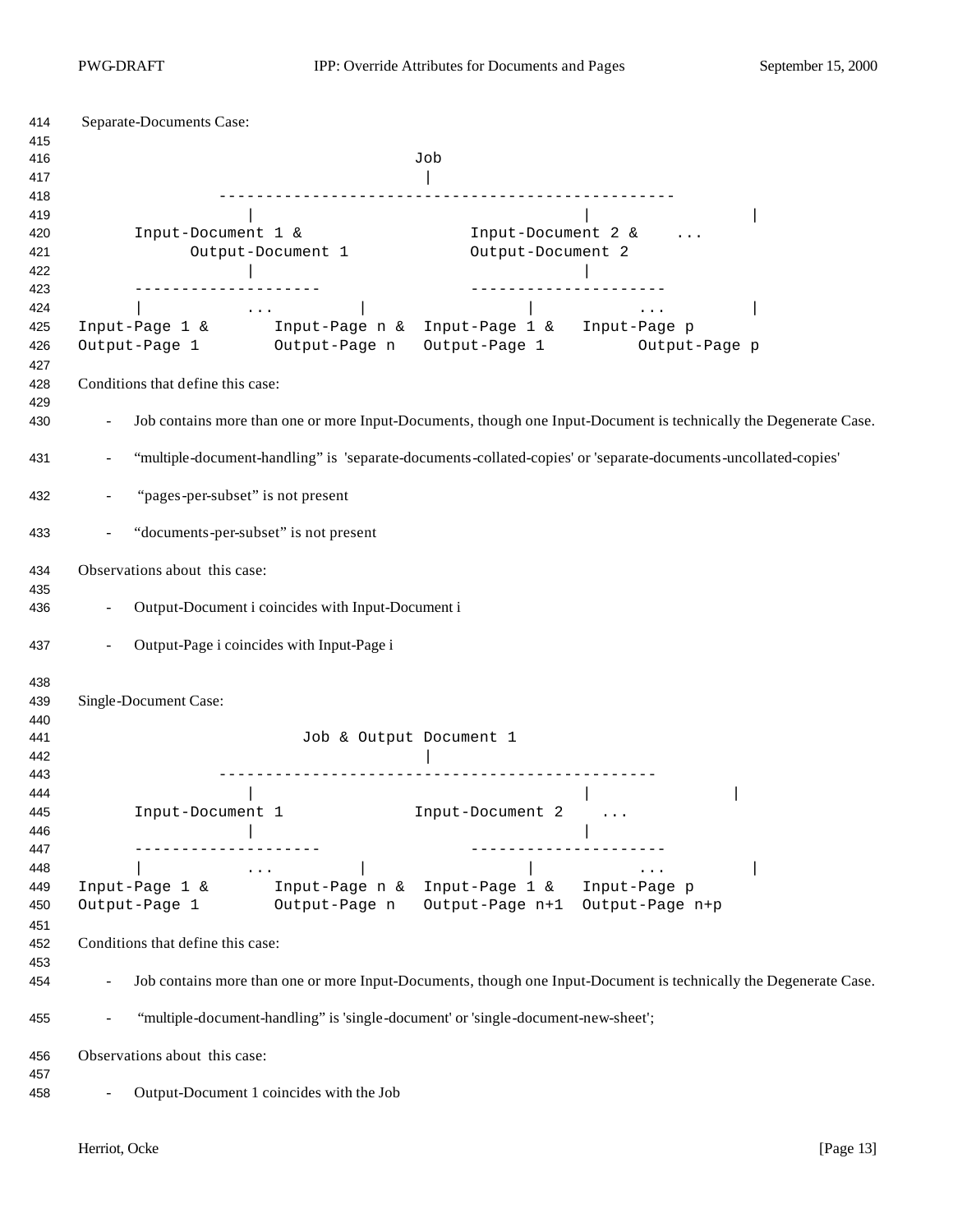Separate-Documents Case:

```
                                   Job
                                    |
              ------------------------------------------------
                 |                                 |                 |
     Input-Document 1 &                Input-Document 2 &    ...
           Output-Document 1            Output-Document 2
                 |                                 |
     --------------------              ---------------------
     |           ...         |                |           ...          |
Input-Page 1 &       Input-Page n &  Input-Page 1 &   Input-Page p
Output-Page 1        Output-Page n   Output-Page 1          Output-Page p
```

Conditions that define this case:

- Job contains more than one or more Input-Documents, though one Input-Document is technically the Degenerate Case.
- "multiple-document-handling" is 'separate-documents-collated-copies' or 'separate-documents-uncollated-copies'
- "pages-per-subset" is not present
- "documents-per-subset" is not present

Observations about this case:

- Output-Document i coincides with Input-Document i
- Output-Page i coincides with Input-Page i

Single-Document Case:

```
                        Job & Output Document 1
                                    |
              ----------------------------------------------
                 |                                 |               |
     Input-Document 1              Input-Document 2    ...
                 |                                 |
     --------------------              ---------------------
     |           ...         |                |           ...          |
Input-Page 1 &       Input-Page n &  Input-Page 1 &   Input-Page p
Output-Page 1        Output-Page n   Output-Page n+1  Output-Page n+p
```

Conditions that define this case:

- Job contains more than one or more Input-Documents, though one Input-Document is technically the Degenerate Case.
- "multiple-document-handling" is 'single-document' or 'single-document-new-sheet';

Observations about this case:

- Output-Document 1 coincides with the Job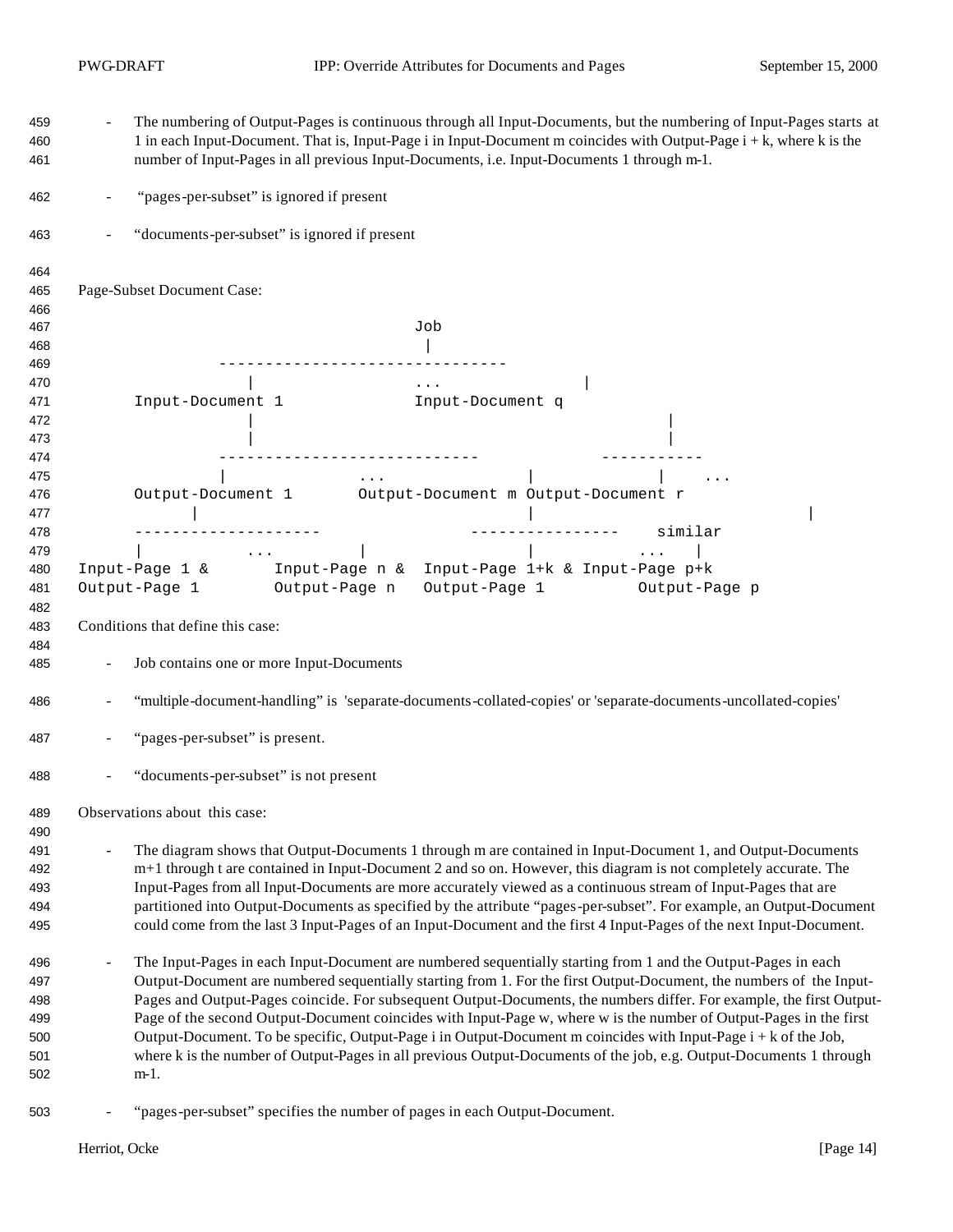- The numbering of Output-Pages is continuous through all Input-Documents, but the numbering of Input-Pages starts at 1 in each Input-Document. That is, Input-Page i in Input-Document m coincides with Output-Page i + k, where k is the number of Input-Pages in all previous Input-Documents, i.e. Input-Documents 1 through m-1.

- "pages-per-subset" is ignored if present

- "documents-per-subset" is ignored if present

Page-Subset Document Case:

```
                                    Job
                                     |
              ------------------------------
                   |                ...              |
       Input-Document 1             Input-Document q
                   |                                              |
                   |                                              |
              ---------------------------             -----------
              |               ...            |              |    ...
       Output-Document 1       Output-Document m Output-Document r
            |                                |                                |
       --------------------              ----------------    similar
       |          ...        |               |              ...   |
Input-Page 1 &       Input-Page n &  Input-Page 1+k & Input-Page p+k
Output-Page 1        Output-Page n   Output-Page 1          Output-Page p
```

Conditions that define this case:

- Job contains one or more Input-Documents

- "multiple-document-handling" is 'separate-documents-collated-copies' or 'separate-documents-uncollated-copies'

- "pages-per-subset" is present.

- "documents-per-subset" is not present

Observations about this case:

- The diagram shows that Output-Documents 1 through m are contained in Input-Document 1, and Output-Documents m+1 through t are contained in Input-Document 2 and so on. However, this diagram is not completely accurate. The Input-Pages from all Input-Documents are more accurately viewed as a continuous stream of Input-Pages that are partitioned into Output-Documents as specified by the attribute "pages-per-subset". For example, an Output-Document could come from the last 3 Input-Pages of an Input-Document and the first 4 Input-Pages of the next Input-Document.

- The Input-Pages in each Input-Document are numbered sequentially starting from 1 and the Output-Pages in each Output-Document are numbered sequentially starting from 1. For the first Output-Document, the numbers of the Input-Pages and Output-Pages coincide. For subsequent Output-Documents, the numbers differ. For example, the first Output-Page of the second Output-Document coincides with Input-Page w, where w is the number of Output-Pages in the first Output-Document. To be specific, Output-Page i in Output-Document m coincides with Input-Page i + k of the Job, where k is the number of Output-Pages in all previous Output-Documents of the job, e.g. Output-Documents 1 through m-1.

- "pages-per-subset" specifies the number of pages in each Output-Document.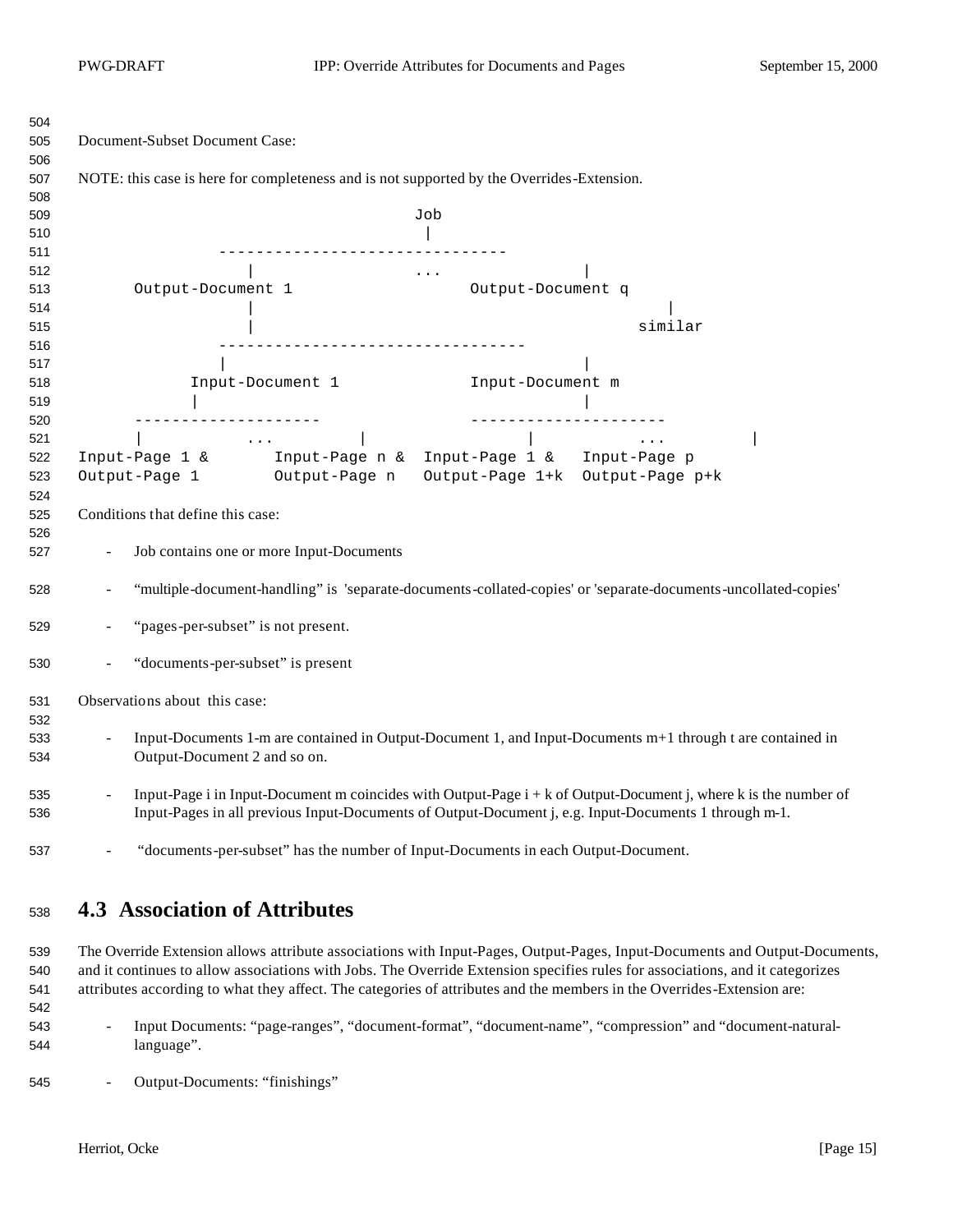Document-Subset Document Case:

NOTE: this case is here for completeness and is not supported by the Overrides-Extension.

```
                                 Job
                                  |
               ------------------------------
                  |                ...               |
       Output-Document 1                   Output-Document q
                  |                                          |
                  |                                       similar
               --------------------------------
               |                                      |
            Input-Document 1              Input-Document m
            |                                         |
      --------------------              --------------------
      |          ...          |                |          ...          |
Input-Page 1 &      Input-Page n &  Input-Page 1 &    Input-Page p
Output-Page 1       Output-Page n   Output-Page 1+k   Output-Page p+k
```

Conditions that define this case:

- Job contains one or more Input-Documents
- "multiple-document-handling" is 'separate-documents-collated-copies' or 'separate-documents-uncollated-copies'
- "pages-per-subset" is not present.
- "documents-per-subset" is present

Observations about this case:

- Input-Documents 1-m are contained in Output-Document 1, and Input-Documents m+1 through t are contained in Output-Document 2 and so on.
- Input-Page i in Input-Document m coincides with Output-Page i + k of Output-Document j, where k is the number of Input-Pages in all previous Input-Documents of Output-Document j, e.g. Input-Documents 1 through m-1.
- "documents-per-subset" has the number of Input-Documents in each Output-Document.

## 4.3 Association of Attributes

The Override Extension allows attribute associations with Input-Pages, Output-Pages, Input-Documents and Output-Documents, and it continues to allow associations with Jobs. The Override Extension specifies rules for associations, and it categorizes attributes according to what they affect. The categories of attributes and the members in the Overrides-Extension are:

- Input Documents: "page-ranges", "document-format", "document-name", "compression" and "document-natural-language".
- Output-Documents: "finishings"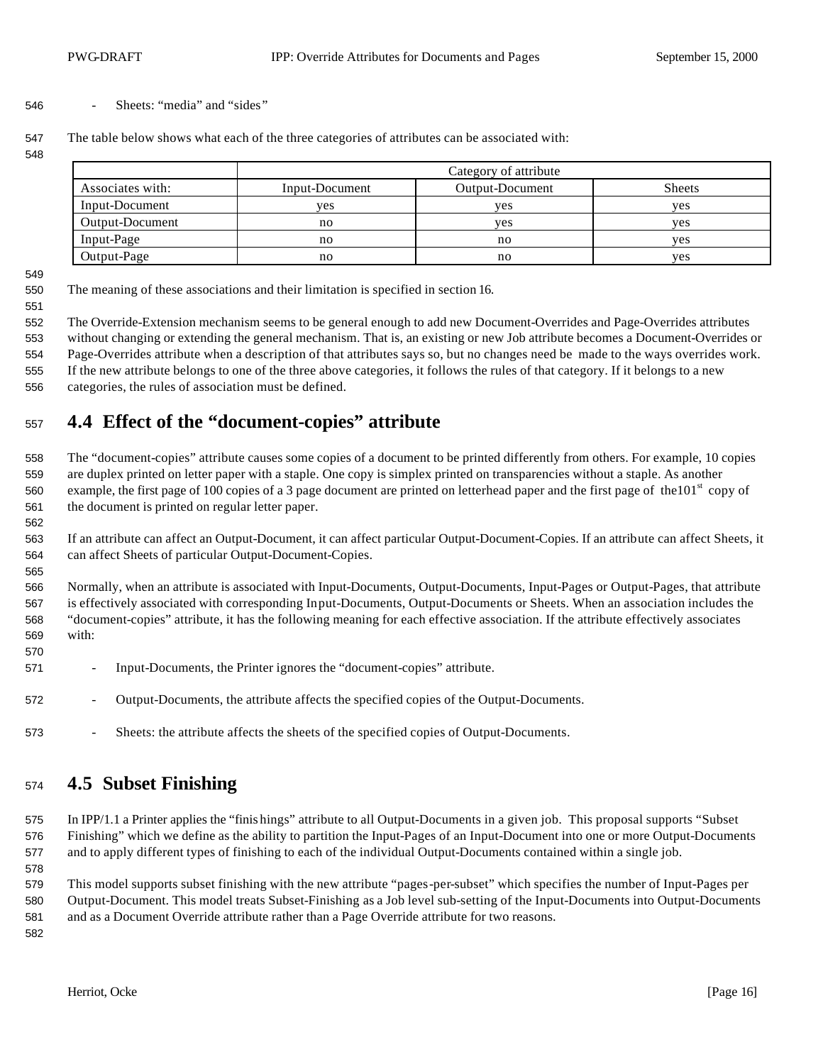- Sheets: “media” and “sides”

The table below shows what each of the three categories of attributes can be associated with:

| | Category of attribute | | |
|---|---|---|---|
| Associates with: | Input-Document | Output-Document | Sheets |
| Input-Document | yes | yes | yes |
| Output-Document | no | yes | yes |
| Input-Page | no | no | yes |
| Output-Page | no | no | yes |

The meaning of these associations and their limitation is specified in section 16.

The Override-Extension mechanism seems to be general enough to add new Document-Overrides and Page-Overrides attributes without changing or extending the general mechanism. That is, an existing or new Job attribute becomes a Document-Overrides or Page-Overrides attribute when a description of that attributes says so, but no changes need be made to the ways overrides work. If the new attribute belongs to one of the three above categories, it follows the rules of that category. If it belongs to a new categories, the rules of association must be defined.

## 4.4 Effect of the “document-copies” attribute

The “document-copies” attribute causes some copies of a document to be printed differently from others. For example, 10 copies are duplex printed on letter paper with a staple. One copy is simplex printed on transparencies without a staple. As another example, the first page of 100 copies of a 3 page document are printed on letterhead paper and the first page of the101[st] copy of the document is printed on regular letter paper.

If an attribute can affect an Output-Document, it can affect particular Output-Document-Copies. If an attribute can affect Sheets, it can affect Sheets of particular Output-Document-Copies.

Normally, when an attribute is associated with Input-Documents, Output-Documents, Input-Pages or Output-Pages, that attribute is effectively associated with corresponding Input-Documents, Output-Documents or Sheets. When an association includes the “document-copies” attribute, it has the following meaning for each effective association. If the attribute effectively associates with:

- Input-Documents, the Printer ignores the “document-copies” attribute.
- Output-Documents, the attribute affects the specified copies of the Output-Documents.
- Sheets: the attribute affects the sheets of the specified copies of Output-Documents.

## 4.5 Subset Finishing

In IPP/1.1 a Printer applies the “finishings” attribute to all Output-Documents in a given job. This proposal supports “Subset Finishing” which we define as the ability to partition the Input-Pages of an Input-Document into one or more Output-Documents and to apply different types of finishing to each of the individual Output-Documents contained within a single job.

This model supports subset finishing with the new attribute “pages-per-subset” which specifies the number of Input-Pages per Output-Document. This model treats Subset-Finishing as a Job level sub-setting of the Input-Documents into Output-Documents and as a Document Override attribute rather than a Page Override attribute for two reasons.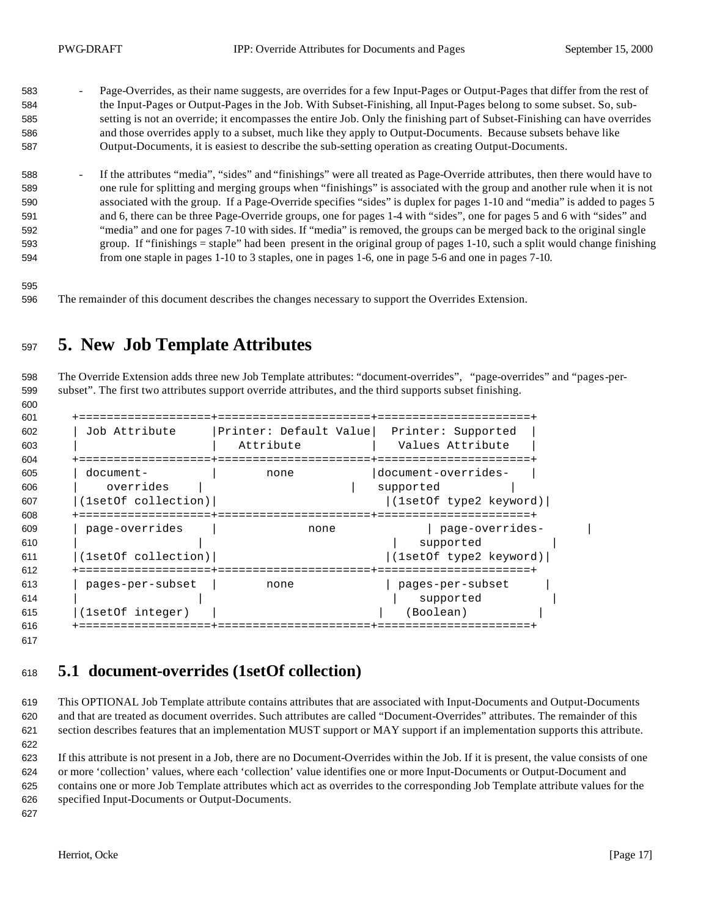- Page-Overrides, as their name suggests, are overrides for a few Input-Pages or Output-Pages that differ from the rest of the Input-Pages or Output-Pages in the Job. With Subset-Finishing, all Input-Pages belong to some subset. So, sub-setting is not an override; it encompasses the entire Job. Only the finishing part of Subset-Finishing can have overrides and those overrides apply to a subset, much like they apply to Output-Documents. Because subsets behave like Output-Documents, it is easiest to describe the sub-setting operation as creating Output-Documents.

- If the attributes "media", "sides" and "finishings" were all treated as Page-Override attributes, then there would have to one rule for splitting and merging groups when "finishings" is associated with the group and another rule when it is not associated with the group. If a Page-Override specifies "sides" is duplex for pages 1-10 and "media" is added to pages 5 and 6, there can be three Page-Override groups, one for pages 1-4 with "sides", one for pages 5 and 6 with "sides" and "media" and one for pages 7-10 with sides. If "media" is removed, the groups can be merged back to the original single group. If "finishings = staple" had been present in the original group of pages 1-10, such a split would change finishing from one staple in pages 1-10 to 3 staples, one in pages 1-6, one in page 5-6 and one in pages 7-10.

The remainder of this document describes the changes necessary to support the Overrides Extension.

# 5. New Job Template Attributes

The Override Extension adds three new Job Template attributes: "document-overrides", "page-overrides" and "pages-per-subset". The first two attributes support override attributes, and the third supports subset finishing.

| Job Attribute | Printer: Default Value Attribute | Printer: Supported Values Attribute |
|---|---|---|
| document-overrides (1setOf collection) | none | document-overrides-supported (1setOf type2 keyword) |
| page-overrides (1setOf collection) | none | page-overrides-supported (1setOf type2 keyword) |
| pages-per-subset (1setOf integer) | none | pages-per-subset supported (Boolean) |

## 5.1 document-overrides (1setOf collection)

This OPTIONAL Job Template attribute contains attributes that are associated with Input-Documents and Output-Documents and that are treated as document overrides. Such attributes are called "Document-Overrides" attributes. The remainder of this section describes features that an implementation MUST support or MAY support if an implementation supports this attribute.

If this attribute is not present in a Job, there are no Document-Overrides within the Job. If it is present, the value consists of one or more 'collection' values, where each 'collection' value identifies one or more Input-Documents or Output-Document and contains one or more Job Template attributes which act as overrides to the corresponding Job Template attribute values for the specified Input-Documents or Output-Documents.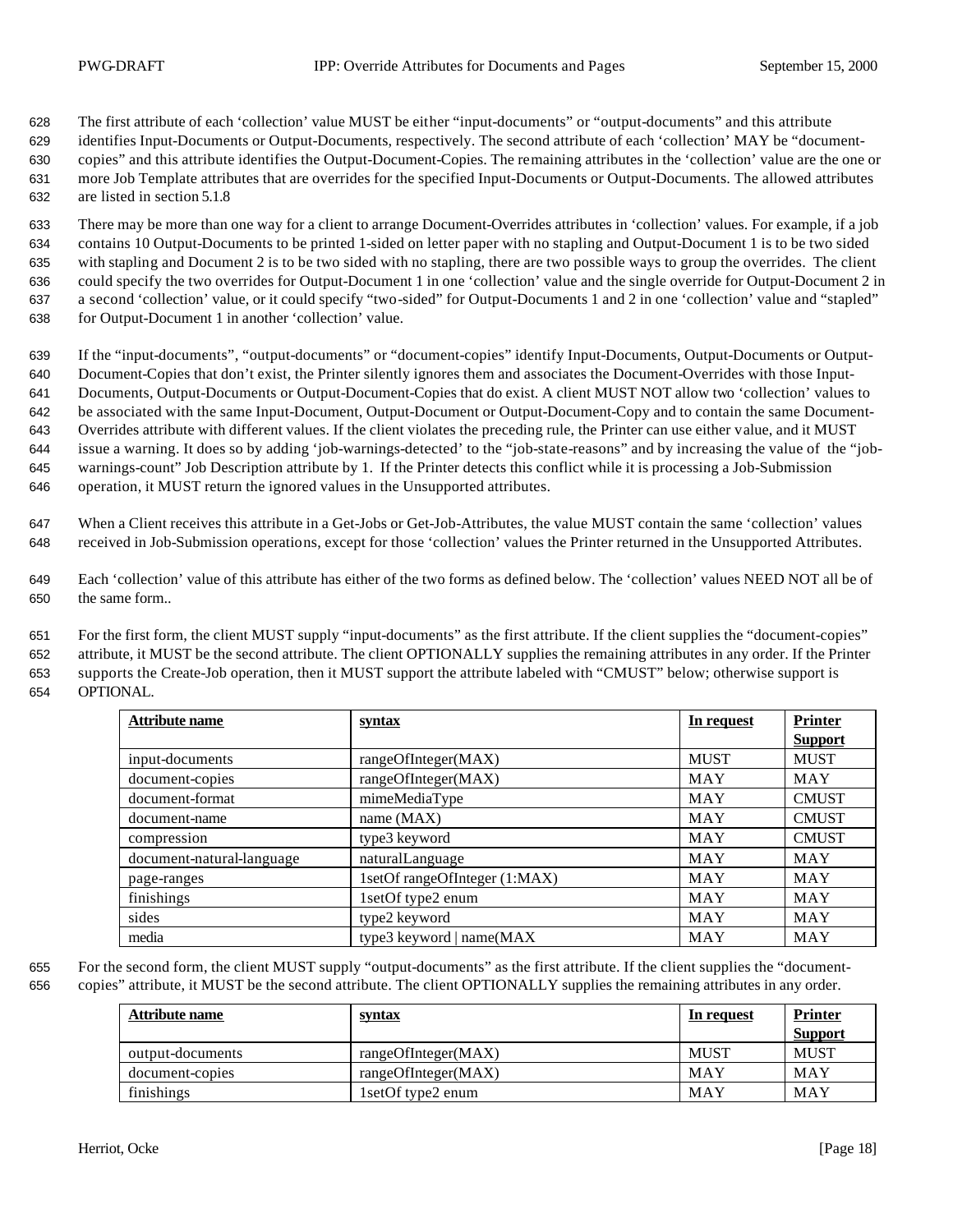The first attribute of each 'collection' value MUST be either "input-documents" or "output-documents" and this attribute identifies Input-Documents or Output-Documents, respectively. The second attribute of each 'collection' MAY be "document-copies" and this attribute identifies the Output-Document-Copies. The remaining attributes in the 'collection' value are the one or more Job Template attributes that are overrides for the specified Input-Documents or Output-Documents. The allowed attributes are listed in section 5.1.8

There may be more than one way for a client to arrange Document-Overrides attributes in 'collection' values. For example, if a job contains 10 Output-Documents to be printed 1-sided on letter paper with no stapling and Output-Document 1 is to be two sided with stapling and Document 2 is to be two sided with no stapling, there are two possible ways to group the overrides. The client could specify the two overrides for Output-Document 1 in one 'collection' value and the single override for Output-Document 2 in a second 'collection' value, or it could specify "two-sided" for Output-Documents 1 and 2 in one 'collection' value and "stapled" for Output-Document 1 in another 'collection' value.

If the "input-documents", "output-documents" or "document-copies" identify Input-Documents, Output-Documents or Output-Document-Copies that don't exist, the Printer silently ignores them and associates the Document-Overrides with those Input-Documents, Output-Documents or Output-Document-Copies that do exist. A client MUST NOT allow two 'collection' values to be associated with the same Input-Document, Output-Document or Output-Document-Copy and to contain the same Document-Overrides attribute with different values. If the client violates the preceding rule, the Printer can use either value, and it MUST issue a warning. It does so by adding 'job-warnings-detected' to the "job-state-reasons" and by increasing the value of the "job-warnings-count" Job Description attribute by 1. If the Printer detects this conflict while it is processing a Job-Submission operation, it MUST return the ignored values in the Unsupported attributes.

When a Client receives this attribute in a Get-Jobs or Get-Job-Attributes, the value MUST contain the same 'collection' values received in Job-Submission operations, except for those 'collection' values the Printer returned in the Unsupported Attributes.

Each 'collection' value of this attribute has either of the two forms as defined below. The 'collection' values NEED NOT all be of the same form..

For the first form, the client MUST supply "input-documents" as the first attribute. If the client supplies the "document-copies" attribute, it MUST be the second attribute. The client OPTIONALLY supplies the remaining attributes in any order. If the Printer supports the Create-Job operation, then it MUST support the attribute labeled with "CMUST" below; otherwise support is OPTIONAL.

| Attribute name | syntax | In request | Printer Support |
|---|---|---|---|
| input-documents | rangeOfInteger(MAX) | MUST | MUST |
| document-copies | rangeOfInteger(MAX) | MAY | MAY |
| document-format | mimeMediaType | MAY | CMUST |
| document-name | name (MAX) | MAY | CMUST |
| compression | type3 keyword | MAY | CMUST |
| document-natural-language | naturalLanguage | MAY | MAY |
| page-ranges | 1setOf rangeOfInteger (1:MAX) | MAY | MAY |
| finishings | 1setOf type2 enum | MAY | MAY |
| sides | type2 keyword | MAY | MAY |
| media | type3 keyword \| name(MAX | MAY | MAY |

For the second form, the client MUST supply "output-documents" as the first attribute. If the client supplies the "document-copies" attribute, it MUST be the second attribute. The client OPTIONALLY supplies the remaining attributes in any order.

| Attribute name | syntax | In request | Printer Support |
|---|---|---|---|
| output-documents | rangeOfInteger(MAX) | MUST | MUST |
| document-copies | rangeOfInteger(MAX) | MAY | MAY |
| finishings | 1setOf type2 enum | MAY | MAY |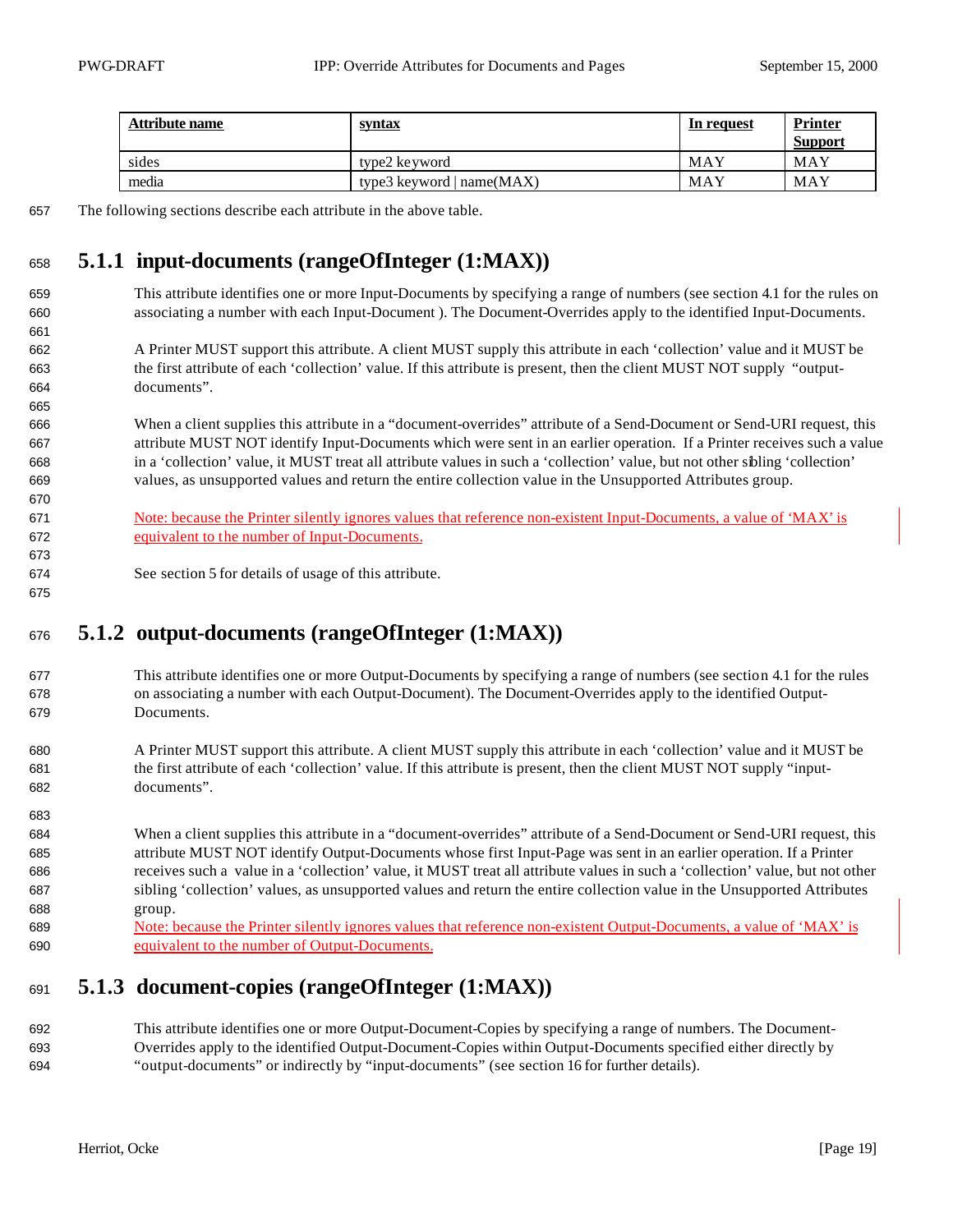| Attribute name | syntax | In request | Printer Support |
|---|---|---|---|
| sides | type2 keyword | MAY | MAY |
| media | type3 keyword \| name(MAX) | MAY | MAY |

The following sections describe each attribute in the above table.

### 5.1.1 input-documents (rangeOfInteger (1:MAX))

This attribute identifies one or more Input-Documents by specifying a range of numbers (see section 4.1 for the rules on associating a number with each Input-Document ). The Document-Overrides apply to the identified Input-Documents.

A Printer MUST support this attribute. A client MUST supply this attribute in each 'collection' value and it MUST be the first attribute of each 'collection' value. If this attribute is present, then the client MUST NOT supply "output-documents".

When a client supplies this attribute in a "document-overrides" attribute of a Send-Document or Send-URI request, this attribute MUST NOT identify Input-Documents which were sent in an earlier operation. If a Printer receives such a value in a 'collection' value, it MUST treat all attribute values in such a 'collection' value, but not other sibling 'collection' values, as unsupported values and return the entire collection value in the Unsupported Attributes group.

Note: because the Printer silently ignores values that reference non-existent Input-Documents, a value of 'MAX' is equivalent to the number of Input-Documents.

See section 5 for details of usage of this attribute.

### 5.1.2 output-documents (rangeOfInteger (1:MAX))

This attribute identifies one or more Output-Documents by specifying a range of numbers (see section 4.1 for the rules on associating a number with each Output-Document). The Document-Overrides apply to the identified Output-Documents.

A Printer MUST support this attribute. A client MUST supply this attribute in each 'collection' value and it MUST be the first attribute of each 'collection' value. If this attribute is present, then the client MUST NOT supply "input-documents".

When a client supplies this attribute in a "document-overrides" attribute of a Send-Document or Send-URI request, this attribute MUST NOT identify Output-Documents whose first Input-Page was sent in an earlier operation. If a Printer receives such a value in a 'collection' value, it MUST treat all attribute values in such a 'collection' value, but not other sibling 'collection' values, as unsupported values and return the entire collection value in the Unsupported Attributes group.

Note: because the Printer silently ignores values that reference non-existent Output-Documents, a value of 'MAX' is equivalent to the number of Output-Documents.

### 5.1.3 document-copies (rangeOfInteger (1:MAX))

This attribute identifies one or more Output-Document-Copies by specifying a range of numbers. The Document-Overrides apply to the identified Output-Document-Copies within Output-Documents specified either directly by "output-documents" or indirectly by "input-documents" (see section 16 for further details).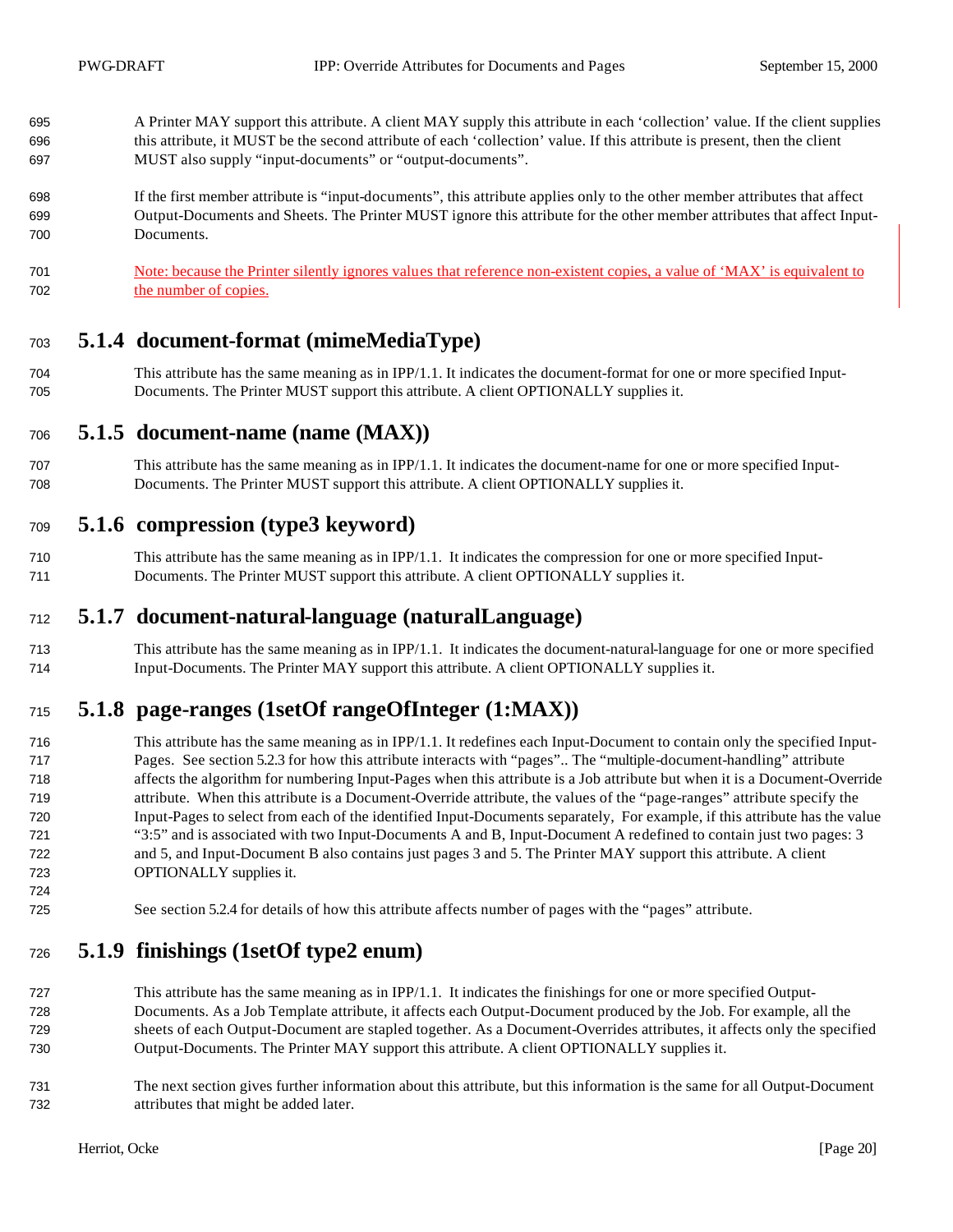A Printer MAY support this attribute. A client MAY supply this attribute in each 'collection' value. If the client supplies this attribute, it MUST be the second attribute of each 'collection' value. If this attribute is present, then the client MUST also supply "input-documents" or "output-documents".

If the first member attribute is "input-documents", this attribute applies only to the other member attributes that affect Output-Documents and Sheets. The Printer MUST ignore this attribute for the other member attributes that affect Input-Documents.

Note: because the Printer silently ignores values that reference non-existent copies, a value of 'MAX' is equivalent to the number of copies.

### 5.1.4 document-format (mimeMediaType)

This attribute has the same meaning as in IPP/1.1. It indicates the document-format for one or more specified Input-Documents. The Printer MUST support this attribute. A client OPTIONALLY supplies it.

### 5.1.5 document-name (name (MAX))

This attribute has the same meaning as in IPP/1.1. It indicates the document-name for one or more specified Input-Documents. The Printer MUST support this attribute. A client OPTIONALLY supplies it.

### 5.1.6 compression (type3 keyword)

This attribute has the same meaning as in IPP/1.1. It indicates the compression for one or more specified Input-Documents. The Printer MUST support this attribute. A client OPTIONALLY supplies it.

### 5.1.7 document-natural-language (naturalLanguage)

This attribute has the same meaning as in IPP/1.1. It indicates the document-natural-language for one or more specified Input-Documents. The Printer MAY support this attribute. A client OPTIONALLY supplies it.

### 5.1.8 page-ranges (1setOf rangeOfInteger (1:MAX))

This attribute has the same meaning as in IPP/1.1. It redefines each Input-Document to contain only the specified Input-Pages. See section 5.2.3 for how this attribute interacts with "pages".. The "multiple-document-handling" attribute affects the algorithm for numbering Input-Pages when this attribute is a Job attribute but when it is a Document-Override attribute. When this attribute is a Document-Override attribute, the values of the "page-ranges" attribute specify the Input-Pages to select from each of the identified Input-Documents separately, For example, if this attribute has the value "3:5" and is associated with two Input-Documents A and B, Input-Document A redefined to contain just two pages: 3 and 5, and Input-Document B also contains just pages 3 and 5. The Printer MAY support this attribute. A client OPTIONALLY supplies it.

See section 5.2.4 for details of how this attribute affects number of pages with the "pages" attribute.

### 5.1.9 finishings (1setOf type2 enum)

This attribute has the same meaning as in IPP/1.1. It indicates the finishings for one or more specified Output-Documents. As a Job Template attribute, it affects each Output-Document produced by the Job. For example, all the sheets of each Output-Document are stapled together. As a Document-Overrides attributes, it affects only the specified Output-Documents. The Printer MAY support this attribute. A client OPTIONALLY supplies it.

The next section gives further information about this attribute, but this information is the same for all Output-Document attributes that might be added later.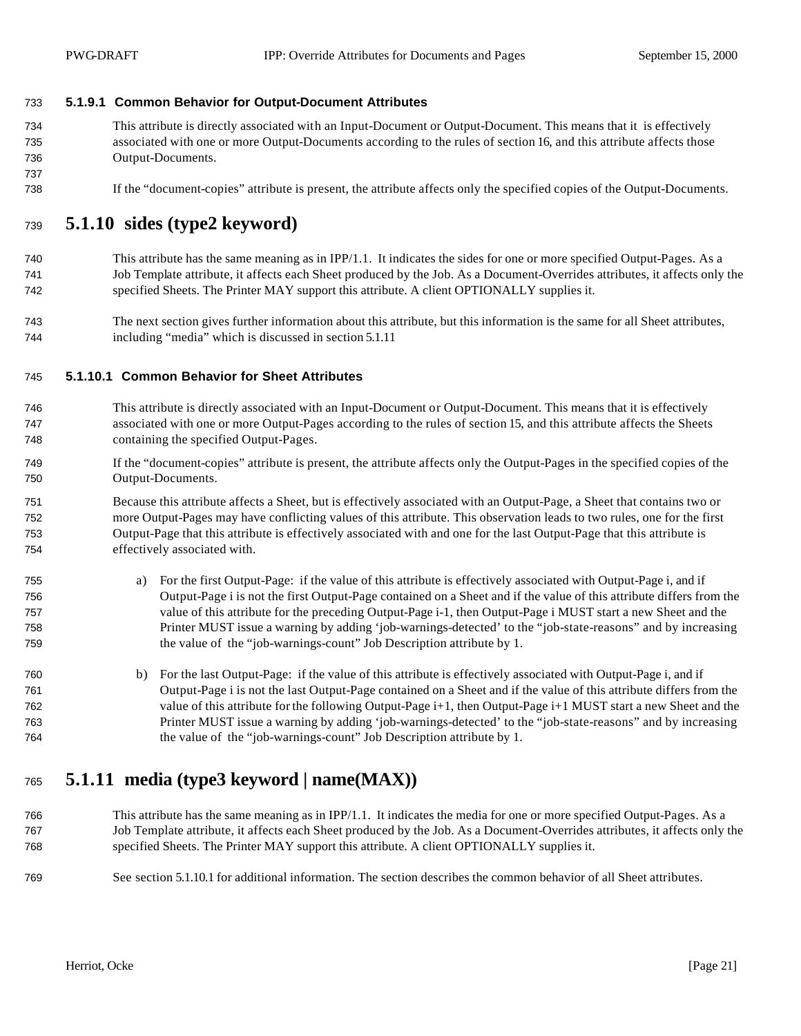#### 5.1.9.1 Common Behavior for Output-Document Attributes

This attribute is directly associated with an Input-Document or Output-Document. This means that it is effectively associated with one or more Output-Documents according to the rules of section 16, and this attribute affects those Output-Documents.

If the "document-copies" attribute is present, the attribute affects only the specified copies of the Output-Documents.

### 5.1.10 sides (type2 keyword)

This attribute has the same meaning as in IPP/1.1. It indicates the sides for one or more specified Output-Pages. As a Job Template attribute, it affects each Sheet produced by the Job. As a Document-Overrides attributes, it affects only the specified Sheets. The Printer MAY support this attribute. A client OPTIONALLY supplies it.

The next section gives further information about this attribute, but this information is the same for all Sheet attributes, including "media" which is discussed in section 5.1.11

#### 5.1.10.1 Common Behavior for Sheet Attributes

This attribute is directly associated with an Input-Document or Output-Document. This means that it is effectively associated with one or more Output-Pages according to the rules of section 15, and this attribute affects the Sheets containing the specified Output-Pages.

If the "document-copies" attribute is present, the attribute affects only the Output-Pages in the specified copies of the Output-Documents.

Because this attribute affects a Sheet, but is effectively associated with an Output-Page, a Sheet that contains two or more Output-Pages may have conflicting values of this attribute. This observation leads to two rules, one for the first Output-Page that this attribute is effectively associated with and one for the last Output-Page that this attribute is effectively associated with.

a) For the first Output-Page: if the value of this attribute is effectively associated with Output-Page i, and if Output-Page i is not the first Output-Page contained on a Sheet and if the value of this attribute differs from the value of this attribute for the preceding Output-Page i-1, then Output-Page i MUST start a new Sheet and the Printer MUST issue a warning by adding 'job-warnings-detected' to the "job-state-reasons" and by increasing the value of the "job-warnings-count" Job Description attribute by 1.

b) For the last Output-Page: if the value of this attribute is effectively associated with Output-Page i, and if Output-Page i is not the last Output-Page contained on a Sheet and if the value of this attribute differs from the value of this attribute for the following Output-Page i+1, then Output-Page i+1 MUST start a new Sheet and the Printer MUST issue a warning by adding 'job-warnings-detected' to the "job-state-reasons" and by increasing the value of the "job-warnings-count" Job Description attribute by 1.

### 5.1.11 media (type3 keyword | name(MAX))

This attribute has the same meaning as in IPP/1.1. It indicates the media for one or more specified Output-Pages. As a Job Template attribute, it affects each Sheet produced by the Job. As a Document-Overrides attributes, it affects only the specified Sheets. The Printer MAY support this attribute. A client OPTIONALLY supplies it.

See section 5.1.10.1 for additional information. The section describes the common behavior of all Sheet attributes.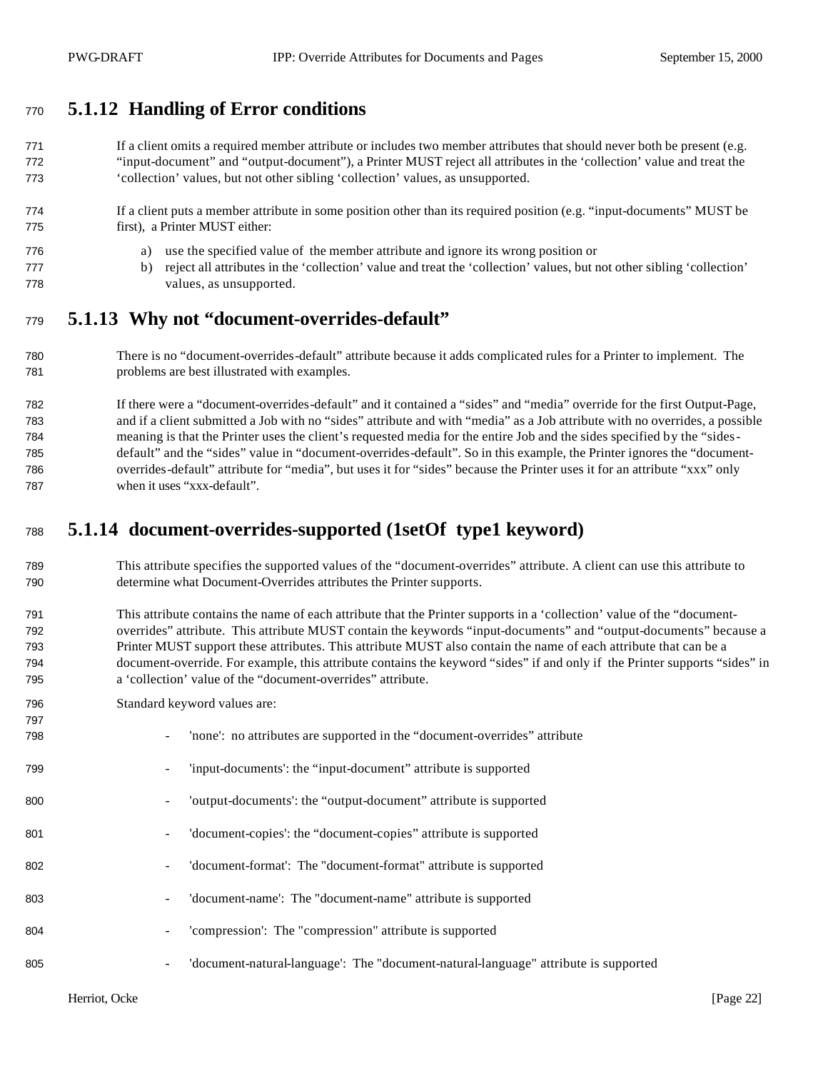### 5.1.12 Handling of Error conditions

If a client omits a required member attribute or includes two member attributes that should never both be present (e.g. "input-document" and "output-document"), a Printer MUST reject all attributes in the 'collection' value and treat the 'collection' values, but not other sibling 'collection' values, as unsupported.

If a client puts a member attribute in some position other than its required position (e.g. "input-documents" MUST be first), a Printer MUST either:

a) use the specified value of the member attribute and ignore its wrong position or
b) reject all attributes in the 'collection' value and treat the 'collection' values, but not other sibling 'collection' values, as unsupported.

### 5.1.13 Why not "document-overrides-default"

There is no "document-overrides-default" attribute because it adds complicated rules for a Printer to implement. The problems are best illustrated with examples.

If there were a "document-overrides-default" and it contained a "sides" and "media" override for the first Output-Page, and if a client submitted a Job with no "sides" attribute and with "media" as a Job attribute with no overrides, a possible meaning is that the Printer uses the client's requested media for the entire Job and the sides specified by the "sides-default" and the "sides" value in "document-overrides-default". So in this example, the Printer ignores the "document-overrides-default" attribute for "media", but uses it for "sides" because the Printer uses it for an attribute "xxx" only when it uses "xxx-default".

### 5.1.14 document-overrides-supported (1setOf type1 keyword)

This attribute specifies the supported values of the "document-overrides" attribute. A client can use this attribute to determine what Document-Overrides attributes the Printer supports.

This attribute contains the name of each attribute that the Printer supports in a 'collection' value of the "document-overrides" attribute. This attribute MUST contain the keywords "input-documents" and "output-documents" because a Printer MUST support these attributes. This attribute MUST also contain the name of each attribute that can be a document-override. For example, this attribute contains the keyword "sides" if and only if the Printer supports "sides" in a 'collection' value of the "document-overrides" attribute.

Standard keyword values are:

- 'none': no attributes are supported in the "document-overrides" attribute
- 'input-documents': the "input-document" attribute is supported
- 'output-documents': the "output-document" attribute is supported
- 'document-copies': the "document-copies" attribute is supported
- 'document-format': The "document-format" attribute is supported
- 'document-name': The "document-name" attribute is supported
- 'compression': The "compression" attribute is supported
- 'document-natural-language': The "document-natural-language" attribute is supported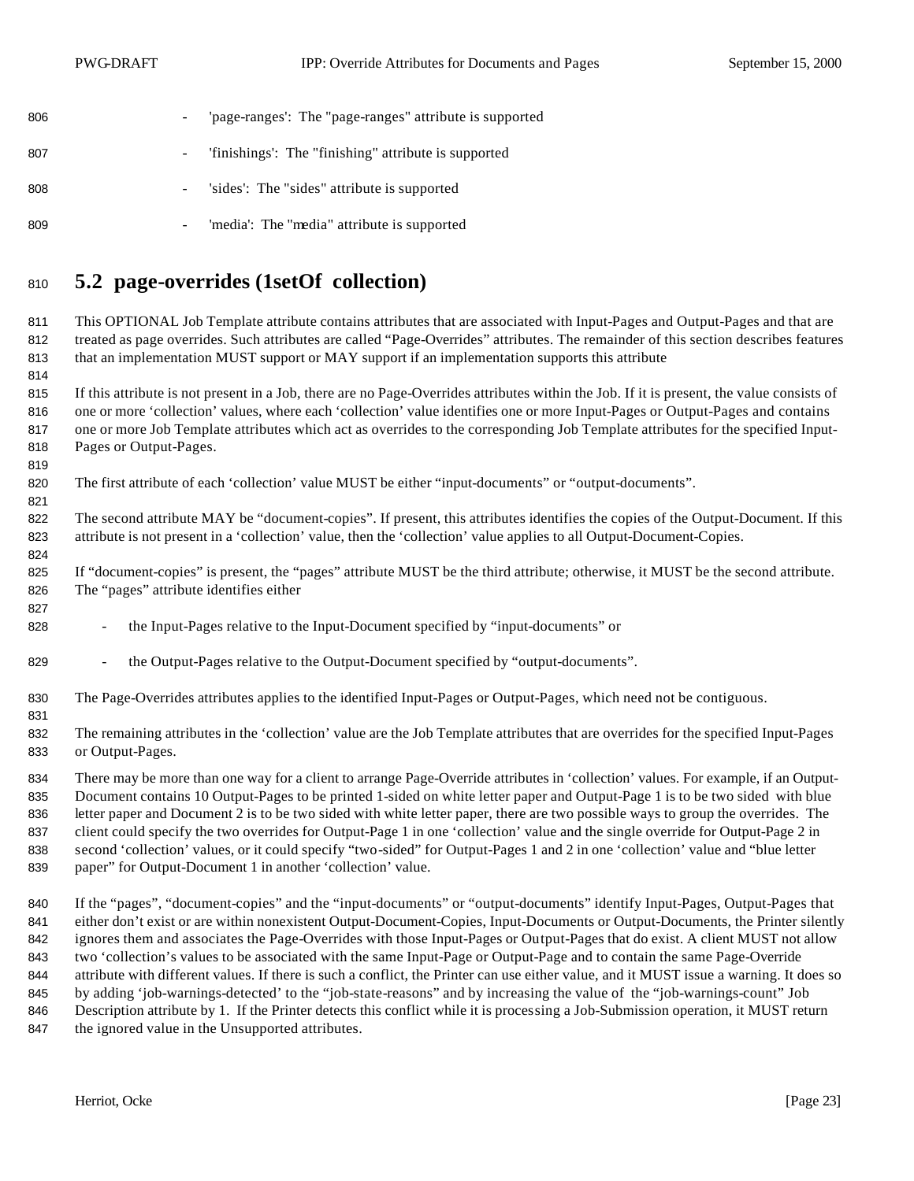- 'page-ranges': The "page-ranges" attribute is supported
- 'finishings': The "finishing" attribute is supported
- 'sides': The "sides" attribute is supported
- 'media': The "media" attribute is supported

## 5.2 page-overrides (1setOf collection)

This OPTIONAL Job Template attribute contains attributes that are associated with Input-Pages and Output-Pages and that are treated as page overrides. Such attributes are called "Page-Overrides" attributes. The remainder of this section describes features that an implementation MUST support or MAY support if an implementation supports this attribute

If this attribute is not present in a Job, there are no Page-Overrides attributes within the Job. If it is present, the value consists of one or more 'collection' values, where each 'collection' value identifies one or more Input-Pages or Output-Pages and contains one or more Job Template attributes which act as overrides to the corresponding Job Template attributes for the specified Input-Pages or Output-Pages.

The first attribute of each 'collection' value MUST be either "input-documents" or "output-documents".

The second attribute MAY be "document-copies". If present, this attributes identifies the copies of the Output-Document. If this attribute is not present in a 'collection' value, then the 'collection' value applies to all Output-Document-Copies.

If "document-copies" is present, the "pages" attribute MUST be the third attribute; otherwise, it MUST be the second attribute. The "pages" attribute identifies either

- the Input-Pages relative to the Input-Document specified by "input-documents" or
- the Output-Pages relative to the Output-Document specified by "output-documents".

The Page-Overrides attributes applies to the identified Input-Pages or Output-Pages, which need not be contiguous.

The remaining attributes in the 'collection' value are the Job Template attributes that are overrides for the specified Input-Pages or Output-Pages.

There may be more than one way for a client to arrange Page-Override attributes in 'collection' values. For example, if an Output-Document contains 10 Output-Pages to be printed 1-sided on white letter paper and Output-Page 1 is to be two sided with blue letter paper and Document 2 is to be two sided with white letter paper, there are two possible ways to group the overrides. The client could specify the two overrides for Output-Page 1 in one 'collection' value and the single override for Output-Page 2 in second 'collection' values, or it could specify "two-sided" for Output-Pages 1 and 2 in one 'collection' value and "blue letter paper" for Output-Document 1 in another 'collection' value.

If the "pages", "document-copies" and the "input-documents" or "output-documents" identify Input-Pages, Output-Pages that either don't exist or are within nonexistent Output-Document-Copies, Input-Documents or Output-Documents, the Printer silently ignores them and associates the Page-Overrides with those Input-Pages or Output-Pages that do exist. A client MUST not allow two 'collection's values to be associated with the same Input-Page or Output-Page and to contain the same Page-Override attribute with different values. If there is such a conflict, the Printer can use either value, and it MUST issue a warning. It does so by adding 'job-warnings-detected' to the "job-state-reasons" and by increasing the value of the "job-warnings-count" Job Description attribute by 1. If the Printer detects this conflict while it is processing a Job-Submission operation, it MUST return the ignored value in the Unsupported attributes.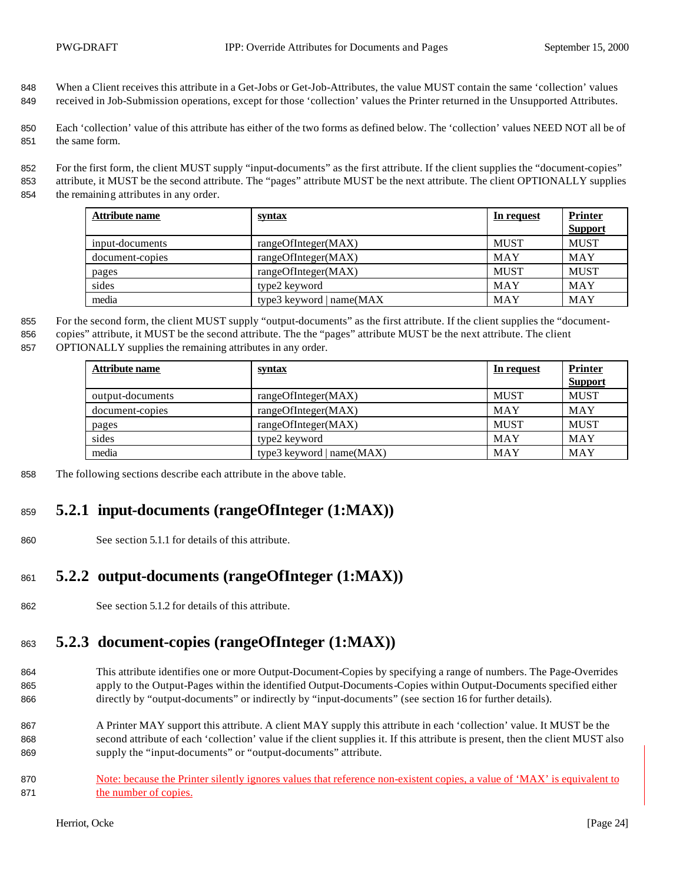When a Client receives this attribute in a Get-Jobs or Get-Job-Attributes, the value MUST contain the same 'collection' values received in Job-Submission operations, except for those 'collection' values the Printer returned in the Unsupported Attributes.

Each 'collection' value of this attribute has either of the two forms as defined below. The 'collection' values NEED NOT all be of the same form.

For the first form, the client MUST supply "input-documents" as the first attribute. If the client supplies the "document-copies" attribute, it MUST be the second attribute. The "pages" attribute MUST be the next attribute. The client OPTIONALLY supplies the remaining attributes in any order.

| Attribute name | syntax | In request | Printer Support |
|---|---|---|---|
| input-documents | rangeOfInteger(MAX) | MUST | MUST |
| document-copies | rangeOfInteger(MAX) | MAY | MAY |
| pages | rangeOfInteger(MAX) | MUST | MUST |
| sides | type2 keyword | MAY | MAY |
| media | type3 keyword \| name(MAX | MAY | MAY |

For the second form, the client MUST supply "output-documents" as the first attribute. If the client supplies the "document-copies" attribute, it MUST be the second attribute. The the "pages" attribute MUST be the next attribute. The client OPTIONALLY supplies the remaining attributes in any order.

| Attribute name | syntax | In request | Printer Support |
|---|---|---|---|
| output-documents | rangeOfInteger(MAX) | MUST | MUST |
| document-copies | rangeOfInteger(MAX) | MAY | MAY |
| pages | rangeOfInteger(MAX) | MUST | MUST |
| sides | type2 keyword | MAY | MAY |
| media | type3 keyword \| name(MAX) | MAY | MAY |

The following sections describe each attribute in the above table.

### 5.2.1 input-documents (rangeOfInteger (1:MAX))

See section 5.1.1 for details of this attribute.

### 5.2.2 output-documents (rangeOfInteger (1:MAX))

See section 5.1.2 for details of this attribute.

### 5.2.3 document-copies (rangeOfInteger (1:MAX))

This attribute identifies one or more Output-Document-Copies by specifying a range of numbers. The Page-Overrides apply to the Output-Pages within the identified Output-Documents-Copies within Output-Documents specified either directly by "output-documents" or indirectly by "input-documents" (see section 16 for further details).

A Printer MAY support this attribute. A client MAY supply this attribute in each 'collection' value. It MUST be the second attribute of each 'collection' value if the client supplies it. If this attribute is present, then the client MUST also supply the "input-documents" or "output-documents" attribute.

Note: because the Printer silently ignores values that reference non-existent copies, a value of 'MAX' is equivalent to the number of copies.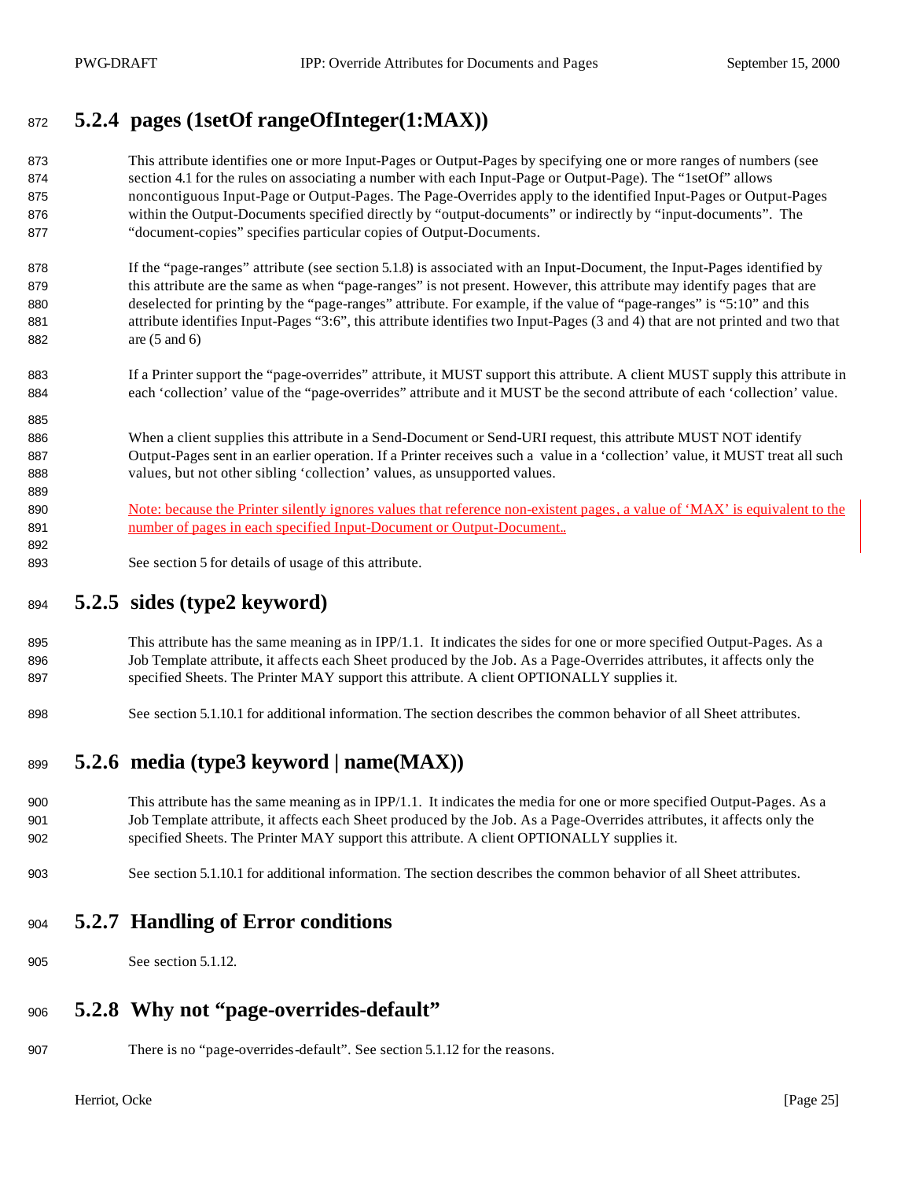### 5.2.4 pages (1setOf rangeOfInteger(1:MAX))

This attribute identifies one or more Input-Pages or Output-Pages by specifying one or more ranges of numbers (see section 4.1 for the rules on associating a number with each Input-Page or Output-Page). The "1setOf" allows noncontiguous Input-Page or Output-Pages. The Page-Overrides apply to the identified Input-Pages or Output-Pages within the Output-Documents specified directly by "output-documents" or indirectly by "input-documents". The "document-copies" specifies particular copies of Output-Documents.

If the "page-ranges" attribute (see section 5.1.8) is associated with an Input-Document, the Input-Pages identified by this attribute are the same as when "page-ranges" is not present. However, this attribute may identify pages that are deselected for printing by the "page-ranges" attribute. For example, if the value of "page-ranges" is "5:10" and this attribute identifies Input-Pages "3:6", this attribute identifies two Input-Pages (3 and 4) that are not printed and two that are (5 and 6)

If a Printer support the "page-overrides" attribute, it MUST support this attribute. A client MUST supply this attribute in each 'collection' value of the "page-overrides" attribute and it MUST be the second attribute of each 'collection' value.

When a client supplies this attribute in a Send-Document or Send-URI request, this attribute MUST NOT identify Output-Pages sent in an earlier operation. If a Printer receives such a value in a 'collection' value, it MUST treat all such values, but not other sibling 'collection' values, as unsupported values.

Note: because the Printer silently ignores values that reference non-existent pages, a value of 'MAX' is equivalent to the number of pages in each specified Input-Document or Output-Document..

See section 5 for details of usage of this attribute.

### 5.2.5 sides (type2 keyword)

This attribute has the same meaning as in IPP/1.1. It indicates the sides for one or more specified Output-Pages. As a Job Template attribute, it affects each Sheet produced by the Job. As a Page-Overrides attributes, it affects only the specified Sheets. The Printer MAY support this attribute. A client OPTIONALLY supplies it.

See section 5.1.10.1 for additional information. The section describes the common behavior of all Sheet attributes.

### 5.2.6 media (type3 keyword | name(MAX))

This attribute has the same meaning as in IPP/1.1. It indicates the media for one or more specified Output-Pages. As a Job Template attribute, it affects each Sheet produced by the Job. As a Page-Overrides attributes, it affects only the specified Sheets. The Printer MAY support this attribute. A client OPTIONALLY supplies it.

See section 5.1.10.1 for additional information. The section describes the common behavior of all Sheet attributes.

### 5.2.7 Handling of Error conditions

See section 5.1.12.

### 5.2.8 Why not "page-overrides-default"

There is no "page-overrides-default". See section 5.1.12 for the reasons.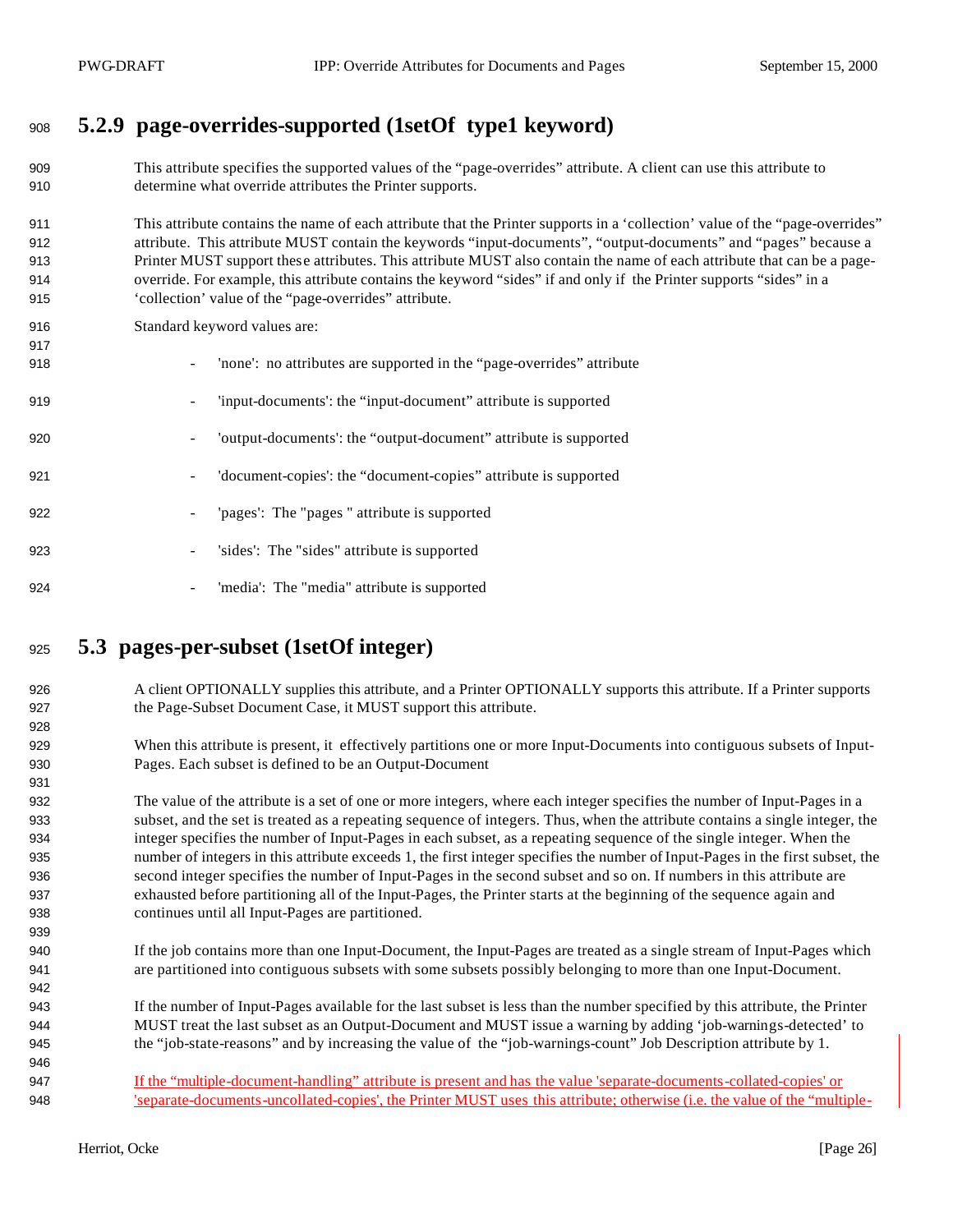### 5.2.9 page-overrides-supported (1setOf type1 keyword)

This attribute specifies the supported values of the "page-overrides" attribute. A client can use this attribute to determine what override attributes the Printer supports.

This attribute contains the name of each attribute that the Printer supports in a 'collection' value of the "page-overrides" attribute. This attribute MUST contain the keywords "input-documents", "output-documents" and "pages" because a Printer MUST support these attributes. This attribute MUST also contain the name of each attribute that can be a page-override. For example, this attribute contains the keyword "sides" if and only if the Printer supports "sides" in a 'collection' value of the "page-overrides" attribute.

Standard keyword values are:

- 'none': no attributes are supported in the "page-overrides" attribute
- 'input-documents': the "input-document" attribute is supported
- 'output-documents': the "output-document" attribute is supported
- 'document-copies': the "document-copies" attribute is supported
- 'pages': The "pages " attribute is supported
- 'sides': The "sides" attribute is supported
- 'media': The "media" attribute is supported

## 5.3 pages-per-subset (1setOf integer)

A client OPTIONALLY supplies this attribute, and a Printer OPTIONALLY supports this attribute. If a Printer supports the Page-Subset Document Case, it MUST support this attribute.

When this attribute is present, it effectively partitions one or more Input-Documents into contiguous subsets of Input-Pages. Each subset is defined to be an Output-Document

The value of the attribute is a set of one or more integers, where each integer specifies the number of Input-Pages in a subset, and the set is treated as a repeating sequence of integers. Thus, when the attribute contains a single integer, the integer specifies the number of Input-Pages in each subset, as a repeating sequence of the single integer. When the number of integers in this attribute exceeds 1, the first integer specifies the number of Input-Pages in the first subset, the second integer specifies the number of Input-Pages in the second subset and so on. If numbers in this attribute are exhausted before partitioning all of the Input-Pages, the Printer starts at the beginning of the sequence again and continues until all Input-Pages are partitioned.

If the job contains more than one Input-Document, the Input-Pages are treated as a single stream of Input-Pages which are partitioned into contiguous subsets with some subsets possibly belonging to more than one Input-Document.

If the number of Input-Pages available for the last subset is less than the number specified by this attribute, the Printer MUST treat the last subset as an Output-Document and MUST issue a warning by adding 'job-warnings-detected' to the "job-state-reasons" and by increasing the value of the "job-warnings-count" Job Description attribute by 1.

If the "multiple-document-handling" attribute is present and has the value 'separate-documents-collated-copies' or 'separate-documents-uncollated-copies', the Printer MUST uses this attribute; otherwise (i.e. the value of the "multiple-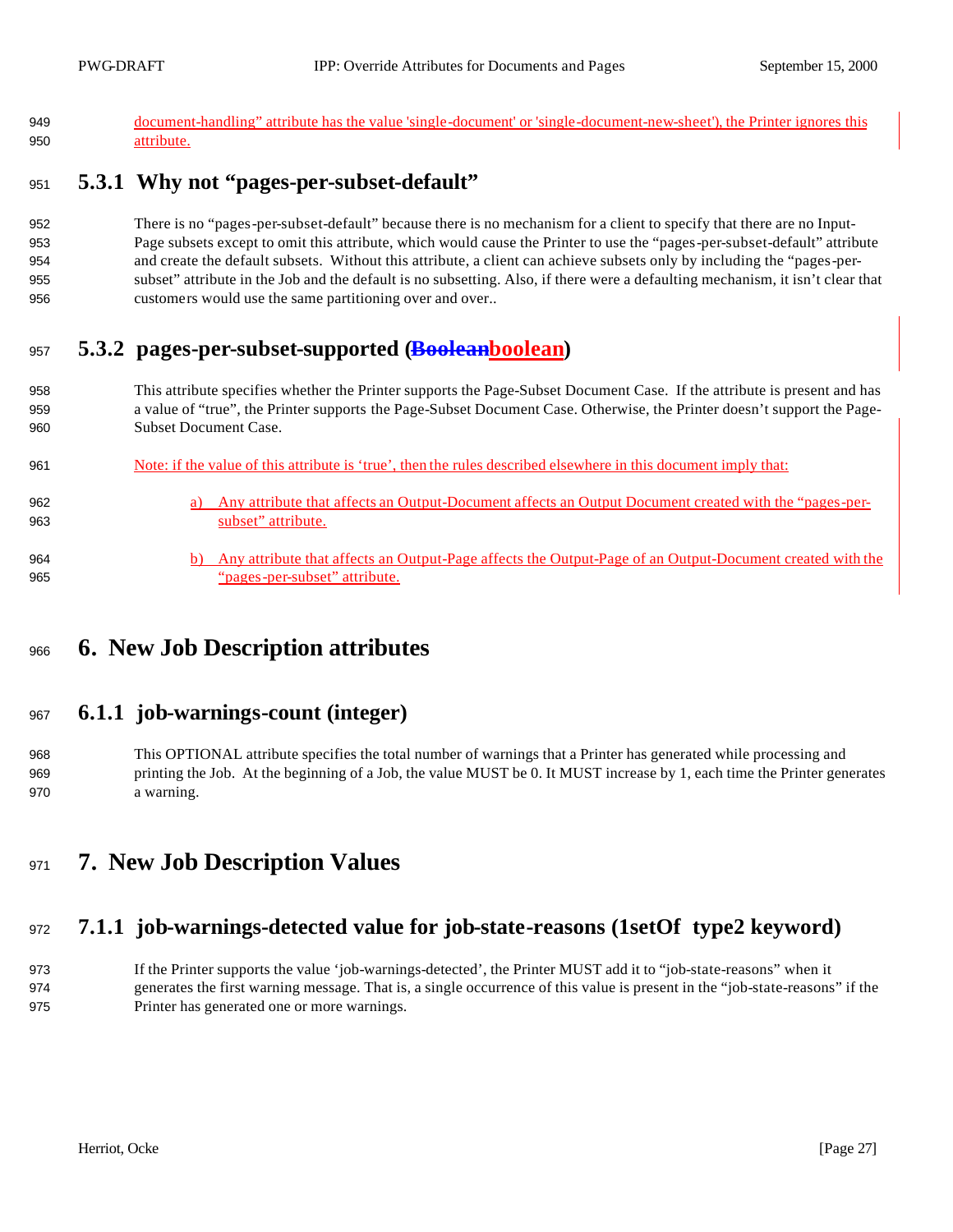document-handling" attribute has the value 'single-document' or 'single-document-new-sheet'), the Printer ignores this attribute.

### 5.3.1 Why not "pages-per-subset-default"

There is no "pages-per-subset-default" because there is no mechanism for a client to specify that there are no Input-Page subsets except to omit this attribute, which would cause the Printer to use the "pages-per-subset-default" attribute and create the default subsets. Without this attribute, a client can achieve subsets only by including the "pages-per-subset" attribute in the Job and the default is no subsetting. Also, if there were a defaulting mechanism, it isn't clear that customers would use the same partitioning over and over..

### 5.3.2 pages-per-subset-supported (~~Boolean~~boolean)

This attribute specifies whether the Printer supports the Page-Subset Document Case. If the attribute is present and has a value of "true", the Printer supports the Page-Subset Document Case. Otherwise, the Printer doesn't support the Page-Subset Document Case.

Note: if the value of this attribute is 'true', then the rules described elsewhere in this document imply that:

a) Any attribute that affects an Output-Document affects an Output Document created with the "pages-per-subset" attribute.

b) Any attribute that affects an Output-Page affects the Output-Page of an Output-Document created with the "pages-per-subset" attribute.

# 6. New Job Description attributes

### 6.1.1 job-warnings-count (integer)

This OPTIONAL attribute specifies the total number of warnings that a Printer has generated while processing and printing the Job. At the beginning of a Job, the value MUST be 0. It MUST increase by 1, each time the Printer generates a warning.

# 7. New Job Description Values

### 7.1.1 job-warnings-detected value for job-state-reasons (1setOf type2 keyword)

If the Printer supports the value 'job-warnings-detected', the Printer MUST add it to "job-state-reasons" when it generates the first warning message. That is, a single occurrence of this value is present in the "job-state-reasons" if the Printer has generated one or more warnings.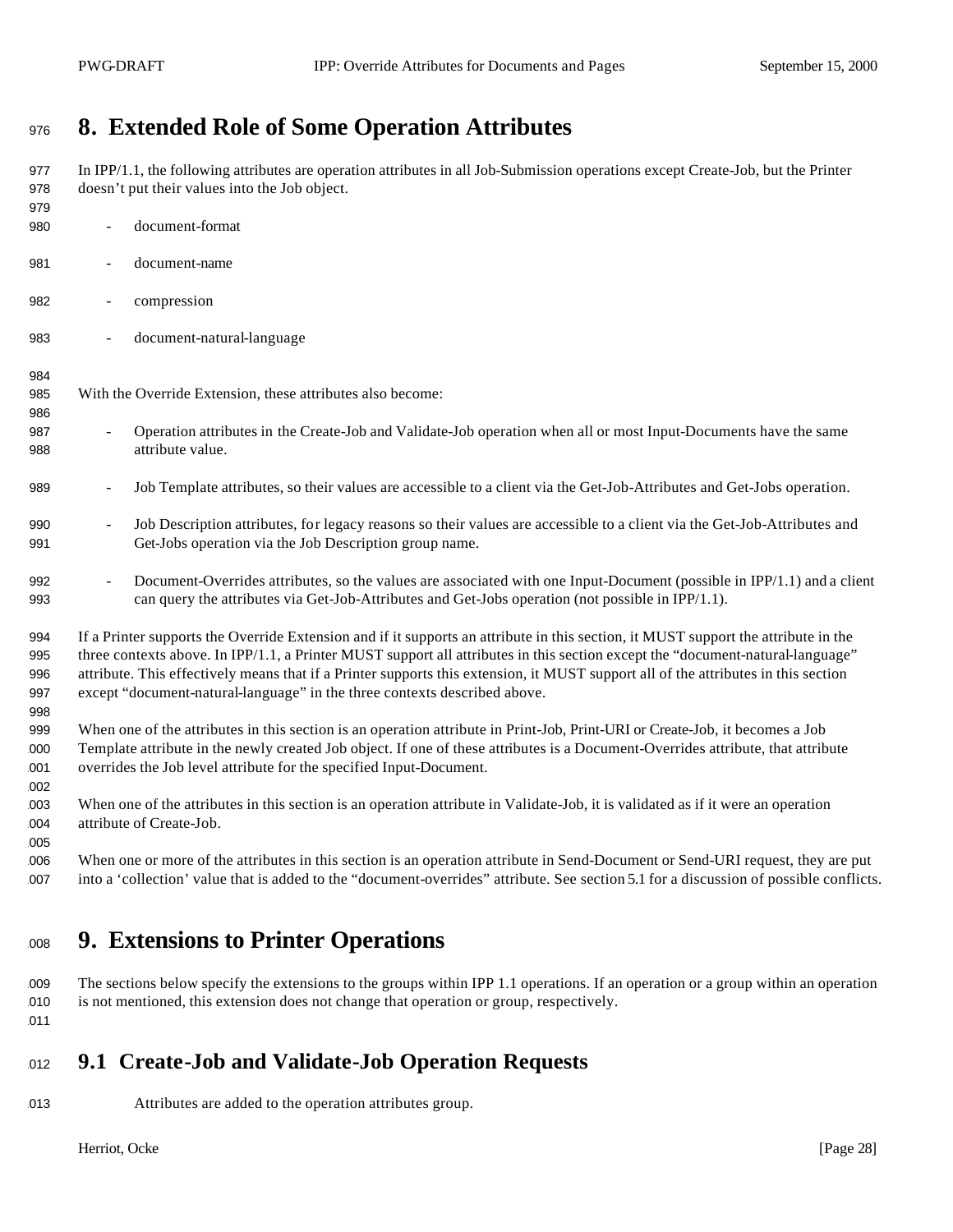# 8. Extended Role of Some Operation Attributes

In IPP/1.1, the following attributes are operation attributes in all Job-Submission operations except Create-Job, but the Printer doesn't put their values into the Job object.

- document-format
- document-name
- compression
- document-natural-language

With the Override Extension, these attributes also become:

- Operation attributes in the Create-Job and Validate-Job operation when all or most Input-Documents have the same attribute value.
- Job Template attributes, so their values are accessible to a client via the Get-Job-Attributes and Get-Jobs operation.
- Job Description attributes, for legacy reasons so their values are accessible to a client via the Get-Job-Attributes and Get-Jobs operation via the Job Description group name.
- Document-Overrides attributes, so the values are associated with one Input-Document (possible in IPP/1.1) and a client can query the attributes via Get-Job-Attributes and Get-Jobs operation (not possible in IPP/1.1).

If a Printer supports the Override Extension and if it supports an attribute in this section, it MUST support the attribute in the three contexts above. In IPP/1.1, a Printer MUST support all attributes in this section except the "document-natural-language" attribute. This effectively means that if a Printer supports this extension, it MUST support all of the attributes in this section except "document-natural-language" in the three contexts described above.

When one of the attributes in this section is an operation attribute in Print-Job, Print-URI or Create-Job, it becomes a Job Template attribute in the newly created Job object. If one of these attributes is a Document-Overrides attribute, that attribute overrides the Job level attribute for the specified Input-Document.

When one of the attributes in this section is an operation attribute in Validate-Job, it is validated as if it were an operation attribute of Create-Job.

When one or more of the attributes in this section is an operation attribute in Send-Document or Send-URI request, they are put into a 'collection' value that is added to the "document-overrides" attribute. See section 5.1 for a discussion of possible conflicts.

# 9. Extensions to Printer Operations

The sections below specify the extensions to the groups within IPP 1.1 operations. If an operation or a group within an operation is not mentioned, this extension does not change that operation or group, respectively.

## 9.1 Create-Job and Validate-Job Operation Requests

Attributes are added to the operation attributes group.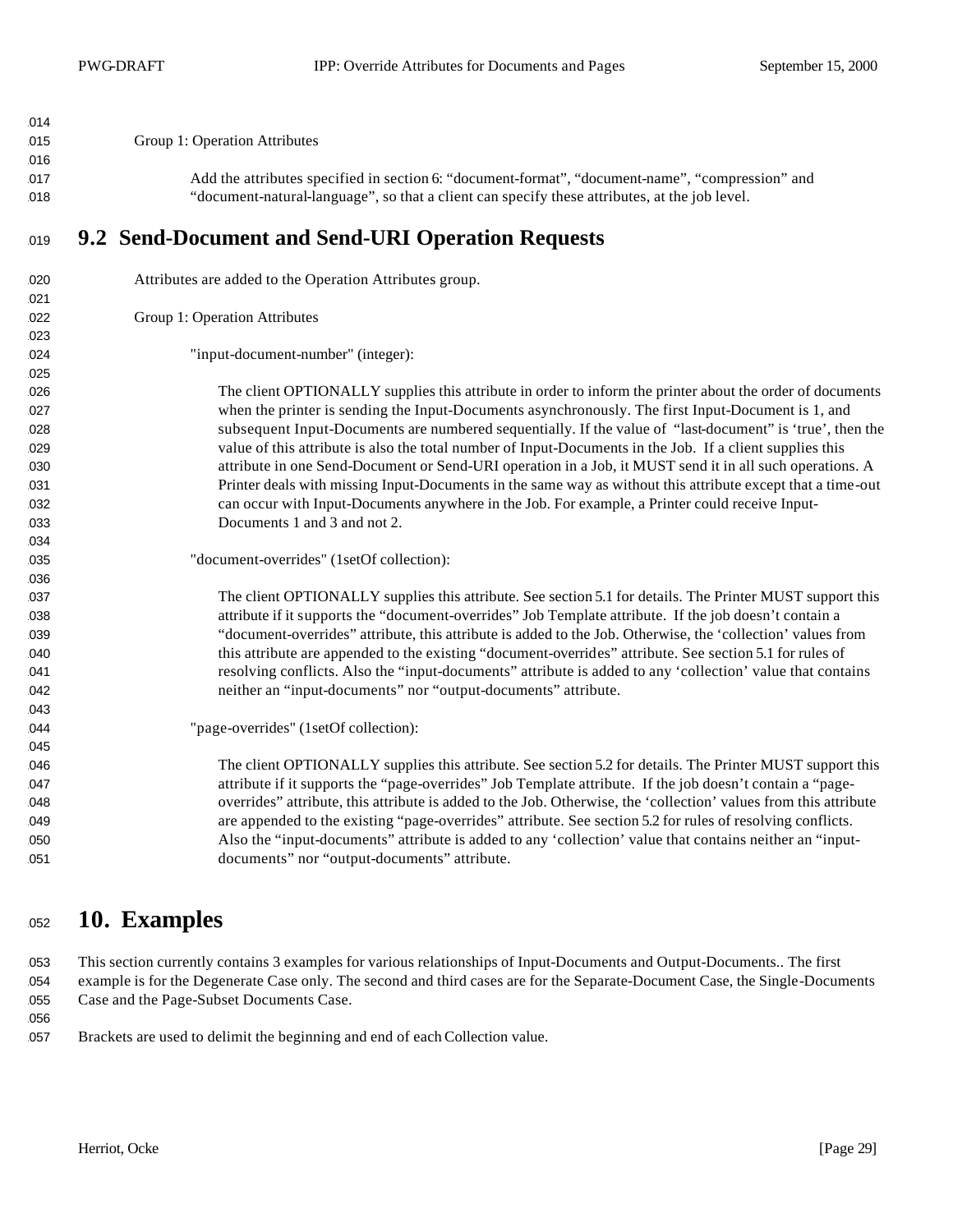Group 1: Operation Attributes

Add the attributes specified in section 6: “document-format”, “document-name”, “compression” and “document-natural-language”, so that a client can specify these attributes, at the job level.

## 9.2 Send-Document and Send-URI Operation Requests

Attributes are added to the Operation Attributes group.

Group 1: Operation Attributes

"input-document-number" (integer):

The client OPTIONALLY supplies this attribute in order to inform the printer about the order of documents when the printer is sending the Input-Documents asynchronously. The first Input-Document is 1, and subsequent Input-Documents are numbered sequentially. If the value of “last-document” is ‘true’, then the value of this attribute is also the total number of Input-Documents in the Job. If a client supplies this attribute in one Send-Document or Send-URI operation in a Job, it MUST send it in all such operations. A Printer deals with missing Input-Documents in the same way as without this attribute except that a time-out can occur with Input-Documents anywhere in the Job. For example, a Printer could receive Input-Documents 1 and 3 and not 2.

"document-overrides" (1setOf collection):

The client OPTIONALLY supplies this attribute. See section 5.1 for details. The Printer MUST support this attribute if it supports the “document-overrides” Job Template attribute. If the job doesn’t contain a “document-overrides” attribute, this attribute is added to the Job. Otherwise, the ‘collection’ values from this attribute are appended to the existing “document-overrides” attribute. See section 5.1 for rules of resolving conflicts. Also the “input-documents” attribute is added to any ‘collection’ value that contains neither an “input-documents” nor “output-documents” attribute.

"page-overrides" (1setOf collection):

The client OPTIONALLY supplies this attribute. See section 5.2 for details. The Printer MUST support this attribute if it supports the “page-overrides” Job Template attribute. If the job doesn’t contain a “page-overrides” attribute, this attribute is added to the Job. Otherwise, the ‘collection’ values from this attribute are appended to the existing “page-overrides” attribute. See section 5.2 for rules of resolving conflicts. Also the “input-documents” attribute is added to any ‘collection’ value that contains neither an “input-documents” nor “output-documents” attribute.

# 10. Examples

This section currently contains 3 examples for various relationships of Input-Documents and Output-Documents.. The first example is for the Degenerate Case only. The second and third cases are for the Separate-Document Case, the Single-Documents Case and the Page-Subset Documents Case.

Brackets are used to delimit the beginning and end of each Collection value.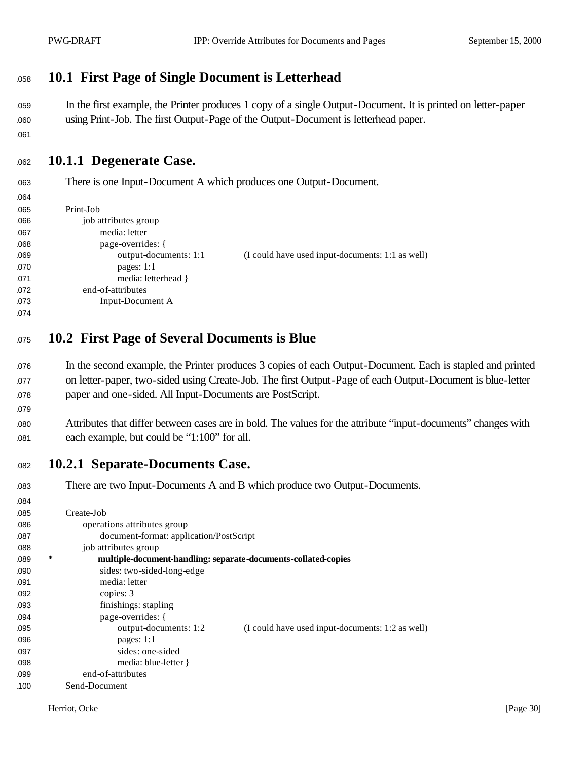## 10.1 First Page of Single Document is Letterhead

In the first example, the Printer produces 1 copy of a single Output-Document. It is printed on letter-paper using Print-Job. The first Output-Page of the Output-Document is letterhead paper.

### 10.1.1 Degenerate Case.

There is one Input-Document A which produces one Output-Document.

```
Print-Job
     job attributes group
          media: letter
          page-overrides: {
               output-documents: 1:1          (I could have used input-documents: 1:1 as well)
               pages: 1:1
               media: letterhead }
     end-of-attributes
          Input-Document A
```

## 10.2 First Page of Several Documents is Blue

In the second example, the Printer produces 3 copies of each Output-Document. Each is stapled and printed on letter-paper, two-sided using Create-Job. The first Output-Page of each Output-Document is blue-letter paper and one-sided. All Input-Documents are PostScript.

Attributes that differ between cases are in bold. The values for the attribute "input-documents" changes with each example, but could be "1:100" for all.

### 10.2.1 Separate-Documents Case.

There are two Input-Documents A and B which produce two Output-Documents.

```
Create-Job
     operations attributes group
          document-format: application/PostScript
     job attributes group
*         multiple-document-handling: separate-documents-collated-copies
          sides: two-sided-long-edge
          media: letter
          copies: 3
          finishings: stapling
          page-overrides: {
               output-documents: 1:2          (I could have used input-documents: 1:2 as well)
               pages: 1:1
               sides: one-sided
               media: blue-letter }
     end-of-attributes
Send-Document
```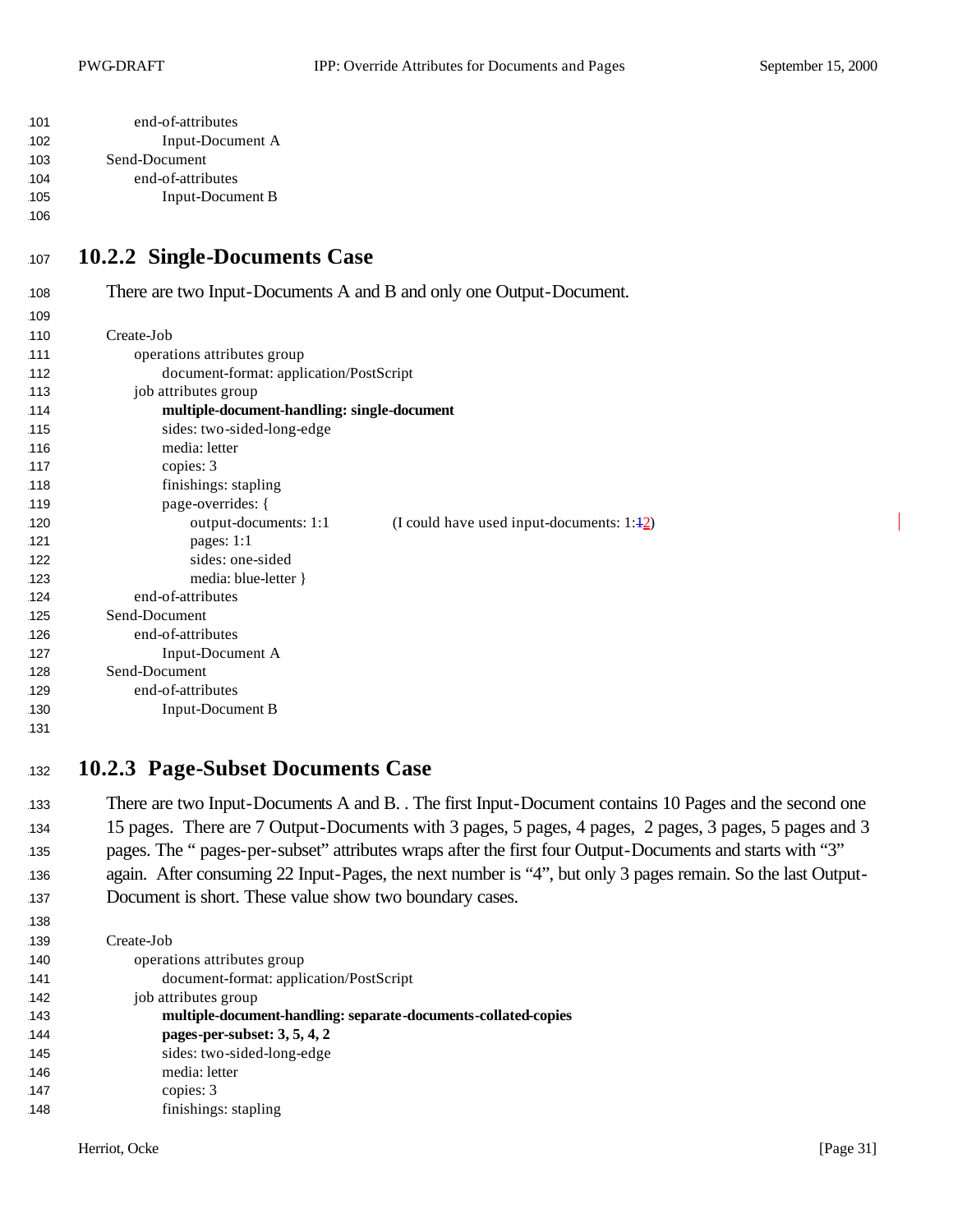```
        end-of-attributes
            Input-Document A
    Send-Document
        end-of-attributes
            Input-Document B
```

### 10.2.2 Single-Documents Case

There are two Input-Documents A and B and only one Output-Document.

```
    Create-Job
        operations attributes group
            document-format: application/PostScript
        job attributes group
            multiple-document-handling: single-document
            sides: two-sided-long-edge
            media: letter
            copies: 3
            finishings: stapling
            page-overrides: {
                output-documents: 1:1          (I could have used input-documents: 1:2)
                pages: 1:1
                sides: one-sided
                media: blue-letter }
        end-of-attributes
    Send-Document
        end-of-attributes
            Input-Document A
    Send-Document
        end-of-attributes
            Input-Document B
```

### 10.2.3 Page-Subset Documents Case

There are two Input-Documents A and B. . The first Input-Document contains 10 Pages and the second one 15 pages. There are 7 Output-Documents with 3 pages, 5 pages, 4 pages, 2 pages, 3 pages, 5 pages and 3 pages. The " pages-per-subset" attributes wraps after the first four Output-Documents and starts with "3" again. After consuming 22 Input-Pages, the next number is "4", but only 3 pages remain. So the last Output-Document is short. These value show two boundary cases.

```
    Create-Job
        operations attributes group
            document-format: application/PostScript
        job attributes group
            multiple-document-handling: separate-documents-collated-copies
            pages-per-subset: 3, 5, 4, 2
            sides: two-sided-long-edge
            media: letter
            copies: 3
            finishings: stapling
```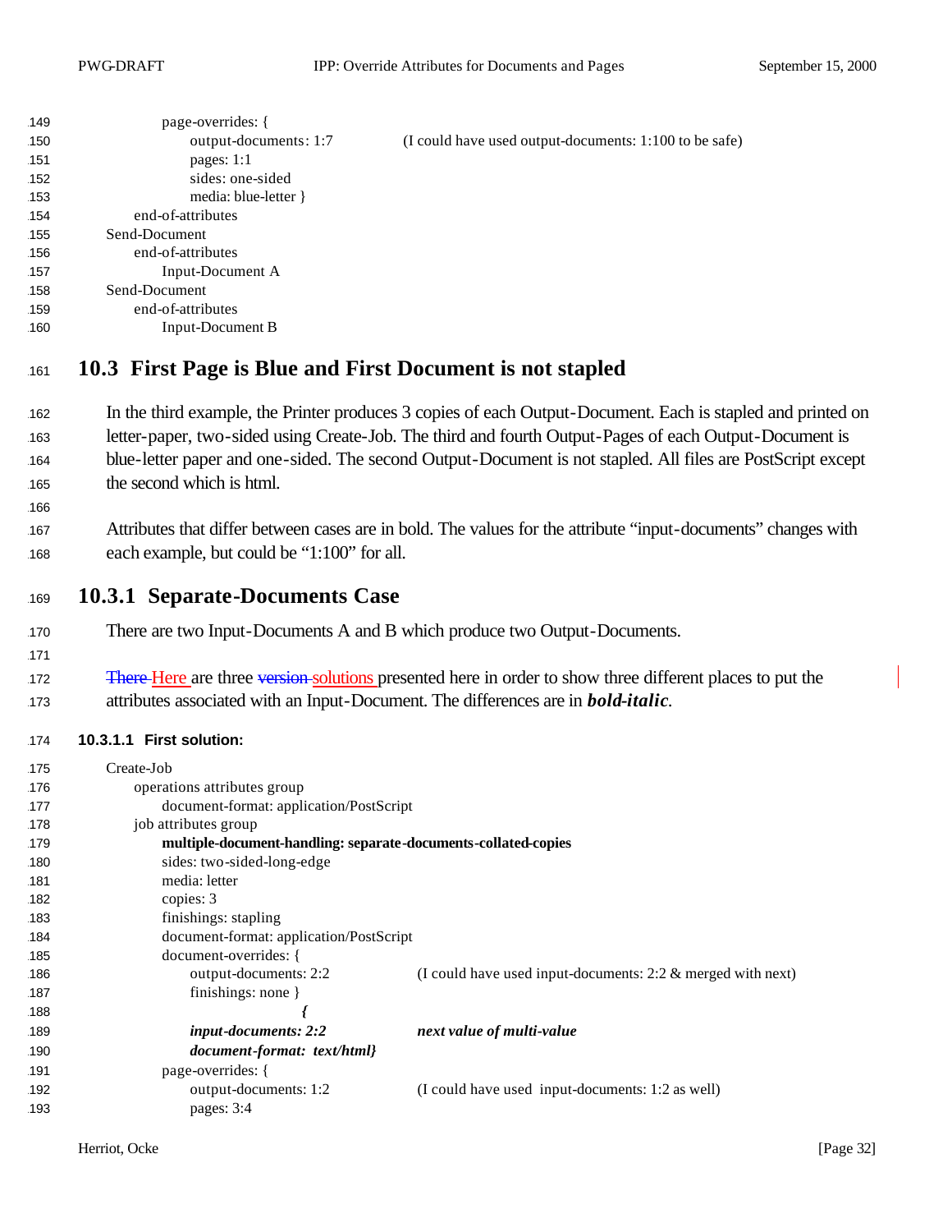```
    page-overrides: {
        output-documents: 1:7          (I could have used output-documents: 1:100 to be safe)
        pages: 1:1
        sides: one-sided
        media: blue-letter }
  end-of-attributes
Send-Document
  end-of-attributes
    Input-Document A
Send-Document
  end-of-attributes
    Input-Document B
```

## 10.3 First Page is Blue and First Document is not stapled

In the third example, the Printer produces 3 copies of each Output-Document. Each is stapled and printed on letter-paper, two-sided using Create-Job. The third and fourth Output-Pages of each Output-Document is blue-letter paper and one-sided. The second Output-Document is not stapled. All files are PostScript except the second which is html.

Attributes that differ between cases are in bold. The values for the attribute "input-documents" changes with each example, but could be "1:100" for all.

## 10.3.1 Separate-Documents Case

There are two Input-Documents A and B which produce two Output-Documents.

~~There~~ Here are three ~~version~~ solutions presented here in order to show three different places to put the attributes associated with an Input-Document. The differences are in ***bold-italic***.

#### 10.3.1.1 First solution:

```
Create-Job
  operations attributes group
    document-format: application/PostScript
  job attributes group
    multiple-document-handling: separate-documents-collated-copies
    sides: two-sided-long-edge
    media: letter
    copies: 3
    finishings: stapling
    document-format: application/PostScript
    document-overrides: {
        output-documents: 2:2          (I could have used input-documents: 2:2 & merged with next)
        finishings: none }
                 {
        input-documents: 2:2           next value of multi-value
        document-format: text/html}
    page-overrides: {
        output-documents: 1:2          (I could have used input-documents: 1:2 as well)
        pages: 3:4
```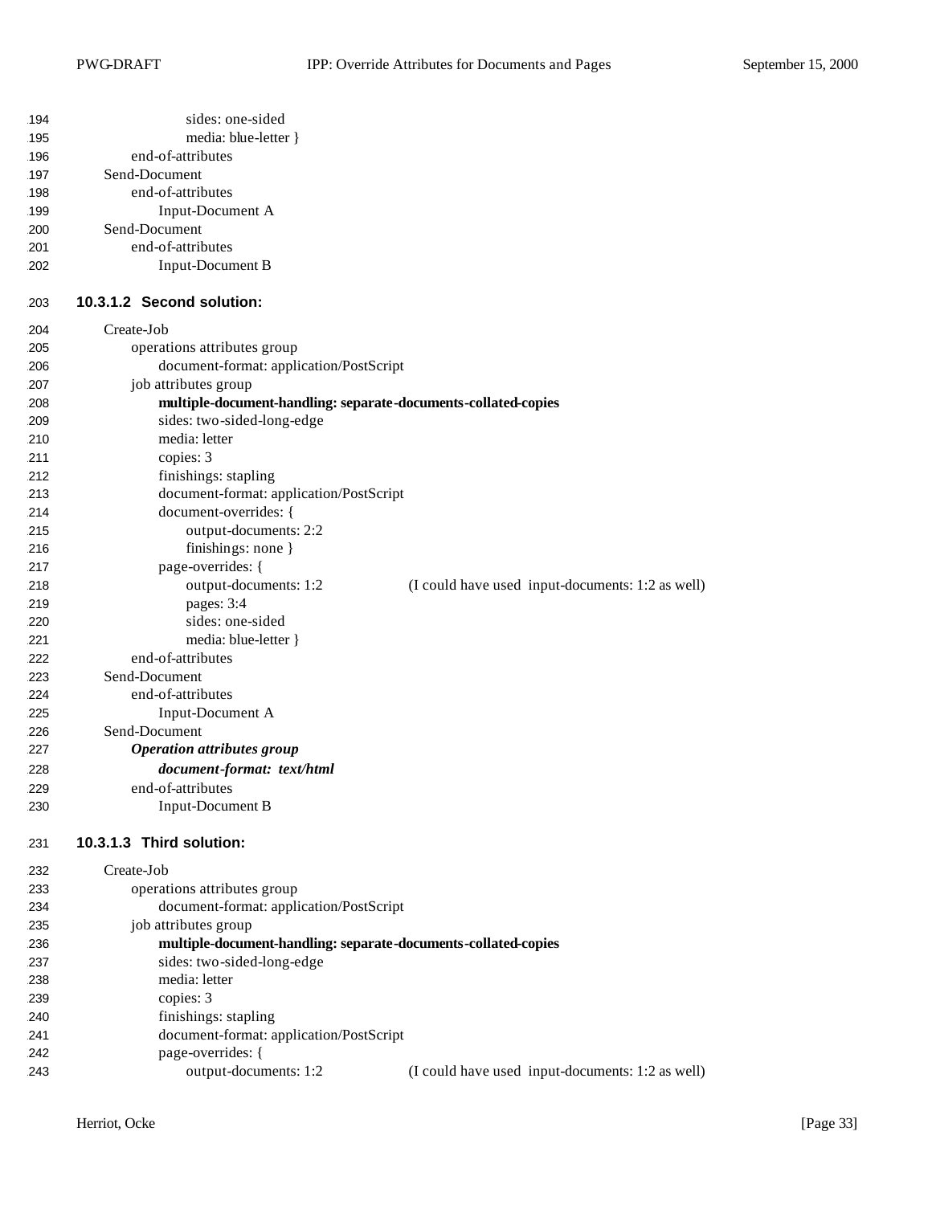```
        sides: one-sided
        media: blue-letter }
    end-of-attributes
Send-Document
    end-of-attributes
        Input-Document A
Send-Document
    end-of-attributes
        Input-Document B
```

#### 10.3.1.2 Second solution:

```
Create-Job
    operations attributes group
        document-format: application/PostScript
    job attributes group
        multiple-document-handling: separate-documents-collated-copies
        sides: two-sided-long-edge
        media: letter
        copies: 3
        finishings: stapling
        document-format: application/PostScript
        document-overrides: {
            output-documents: 2:2
            finishings: none }
        page-overrides: {
            output-documents: 1:2          (I could have used  input-documents: 1:2 as well)
            pages: 3:4
            sides: one-sided
            media: blue-letter }
    end-of-attributes
Send-Document
    end-of-attributes
        Input-Document A
Send-Document
    Operation attributes group
        document-format:  text/html
    end-of-attributes
        Input-Document B
```

#### 10.3.1.3 Third solution:

```
Create-Job
    operations attributes group
        document-format: application/PostScript
    job attributes group
        multiple-document-handling: separate-documents-collated-copies
        sides: two-sided-long-edge
        media: letter
        copies: 3
        finishings: stapling
        document-format: application/PostScript
        page-overrides: {
            output-documents: 1:2          (I could have used  input-documents: 1:2 as well)
```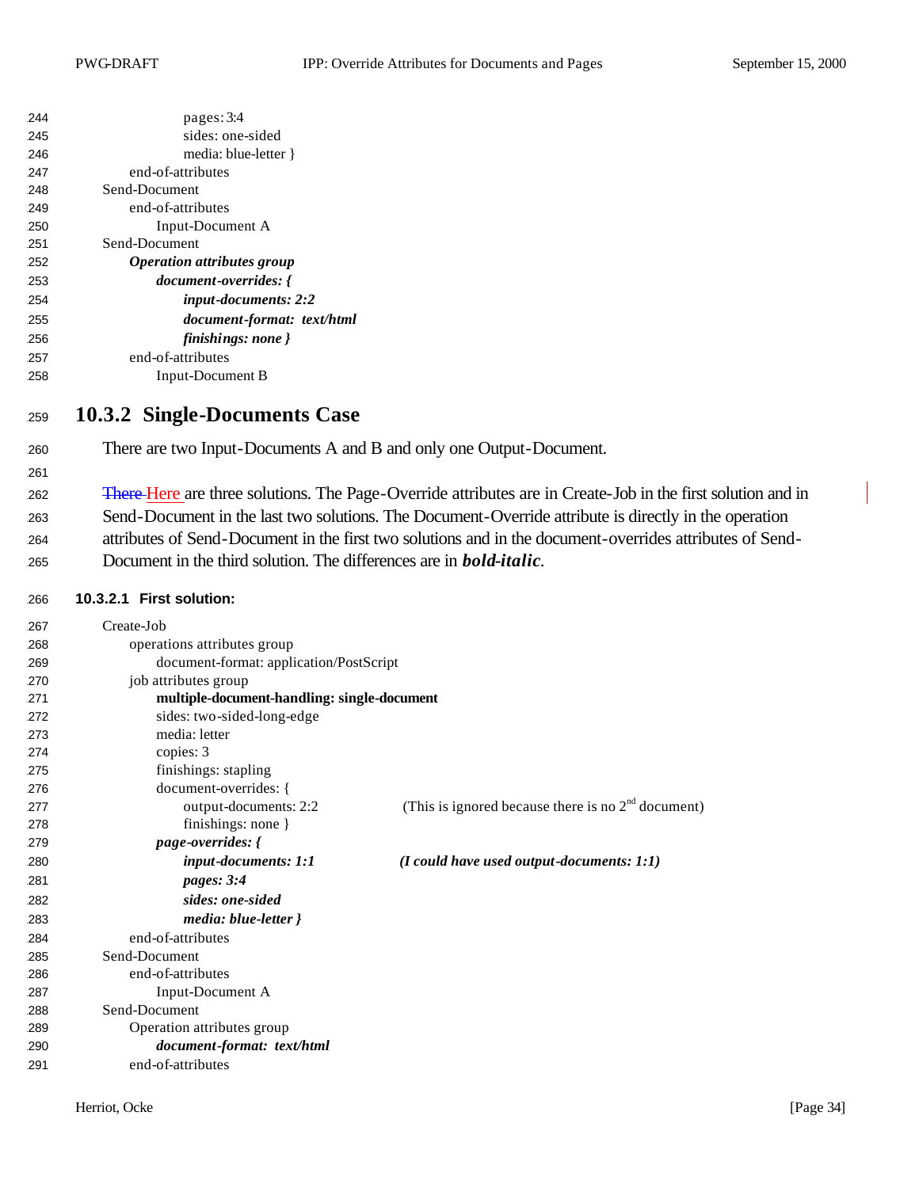```
            pages: 3:4
            sides: one-sided
            media: blue-letter }
        end-of-attributes
    Send-Document
        end-of-attributes
            Input-Document A
    Send-Document
        Operation attributes group
            document-overrides: {
                input-documents: 2:2
                document-format:  text/html
                finishings: none }
        end-of-attributes
            Input-Document B
```

### 10.3.2 Single-Documents Case

There are two Input-Documents A and B and only one Output-Document.

~~There~~ Here are three solutions. The Page-Override attributes are in Create-Job in the first solution and in Send-Document in the last two solutions. The Document-Override attribute is directly in the operation attributes of Send-Document in the first two solutions and in the document-overrides attributes of Send-Document in the third solution. The differences are in ***bold-italic***.

#### 10.3.2.1 First solution:

```
    Create-Job
        operations attributes group
            document-format: application/PostScript
        job attributes group
            multiple-document-handling: single-document
            sides: two-sided-long-edge
            media: letter
            copies: 3
            finishings: stapling
            document-overrides: {
                output-documents: 2:2        (This is ignored because there is no 2nd document)
                finishings: none }
            page-overrides: {
                input-documents: 1:1         (I could have used output-documents: 1:1)
                pages: 3:4
                sides: one-sided
                media: blue-letter }
        end-of-attributes
    Send-Document
        end-of-attributes
            Input-Document A
    Send-Document
        Operation attributes group
            document-format:  text/html
        end-of-attributes
```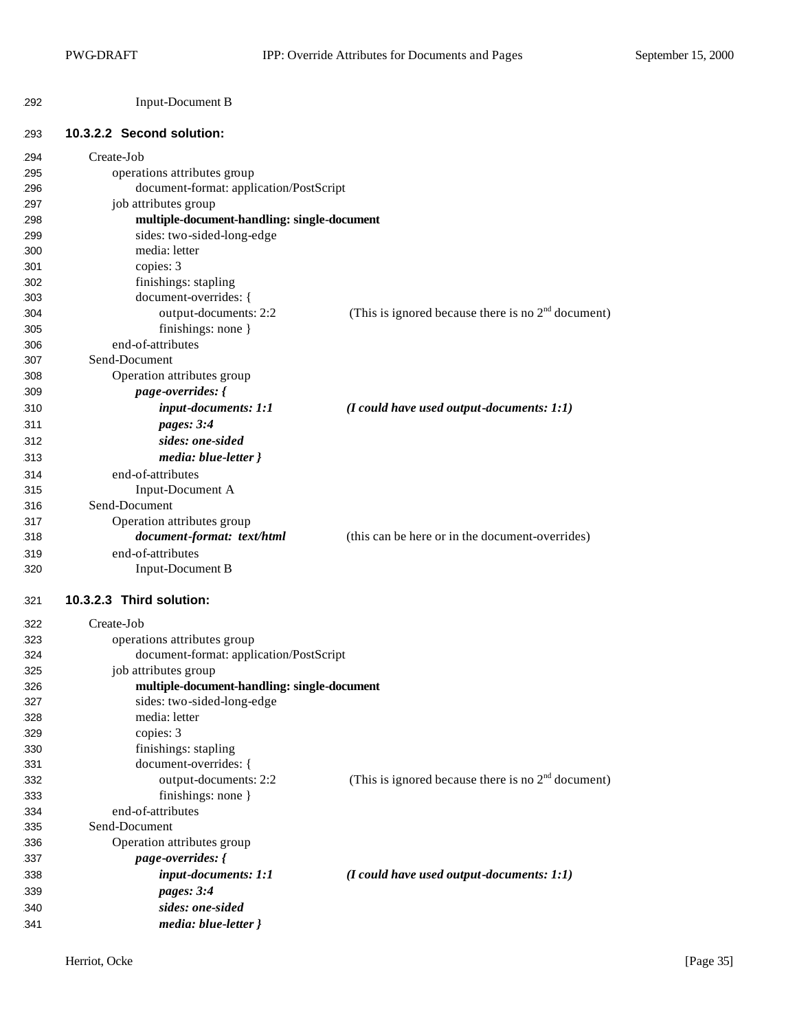Input-Document B

#### 10.3.2.2 Second solution:

```
Create-Job
    operations attributes group
        document-format: application/PostScript
    job attributes group
        multiple-document-handling: single-document
        sides: two-sided-long-edge
        media: letter
        copies: 3
        finishings: stapling
        document-overrides: {
            output-documents: 2:2          (This is ignored because there is no 2nd document)
            finishings: none }
    end-of-attributes
Send-Document
    Operation attributes group
        page-overrides: {
            input-documents: 1:1           (I could have used output-documents: 1:1)
            pages: 3:4
            sides: one-sided
            media: blue-letter }
    end-of-attributes
        Input-Document A
Send-Document
    Operation attributes group
        document-format:  text/html        (this can be here or in the document-overrides)
    end-of-attributes
        Input-Document B
```

#### 10.3.2.3 Third solution:

```
Create-Job
    operations attributes group
        document-format: application/PostScript
    job attributes group
        multiple-document-handling: single-document
        sides: two-sided-long-edge
        media: letter
        copies: 3
        finishings: stapling
        document-overrides: {
            output-documents: 2:2          (This is ignored because there is no 2nd document)
            finishings: none }
    end-of-attributes
Send-Document
    Operation attributes group
        page-overrides: {
            input-documents: 1:1           (I could have used output-documents: 1:1)
            pages: 3:4
            sides: one-sided
            media: blue-letter }
```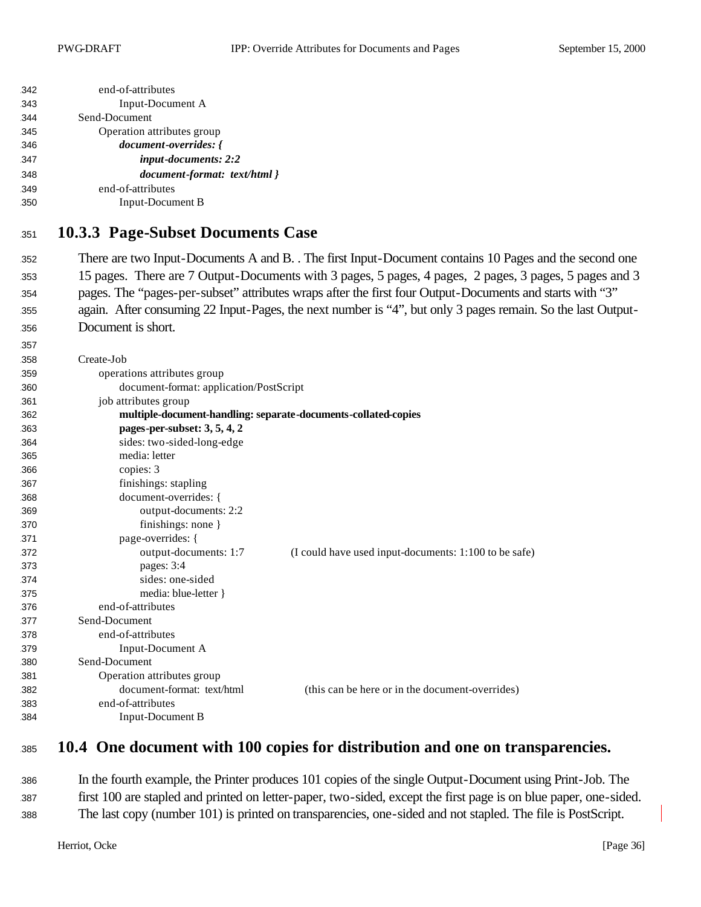```
        end-of-attributes
            Input-Document A
    Send-Document
        Operation attributes group
            document-overrides: {
                input-documents: 2:2
                document-format:  text/html }
        end-of-attributes
            Input-Document B
```

### 10.3.3 Page-Subset Documents Case

There are two Input-Documents A and B. . The first Input-Document contains 10 Pages and the second one 15 pages. There are 7 Output-Documents with 3 pages, 5 pages, 4 pages, 2 pages, 3 pages, 5 pages and 3 pages. The “pages-per-subset” attributes wraps after the first four Output-Documents and starts with “3” again. After consuming 22 Input-Pages, the next number is “4”, but only 3 pages remain. So the last Output-Document is short.

```
    Create-Job
        operations attributes group
            document-format: application/PostScript
        job attributes group
            multiple-document-handling: separate-documents-collated-copies
            pages-per-subset: 3, 5, 4, 2
            sides: two-sided-long-edge
            media: letter
            copies: 3
            finishings: stapling
            document-overrides: {
                output-documents: 2:2
                finishings: none }
            page-overrides: {
                output-documents: 1:7            (I could have used input-documents: 1:100 to be safe)
                pages: 3:4
                sides: one-sided
                media: blue-letter }
        end-of-attributes
    Send-Document
        end-of-attributes
            Input-Document A
    Send-Document
        Operation attributes group
            document-format:  text/html            (this can be here or in the document-overrides)
        end-of-attributes
            Input-Document B
```

## 10.4 One document with 100 copies for distribution and one on transparencies.

In the fourth example, the Printer produces 101 copies of the single Output-Document using Print-Job. The first 100 are stapled and printed on letter-paper, two-sided, except the first page is on blue paper, one-sided. The last copy (number 101) is printed on transparencies, one-sided and not stapled. The file is PostScript.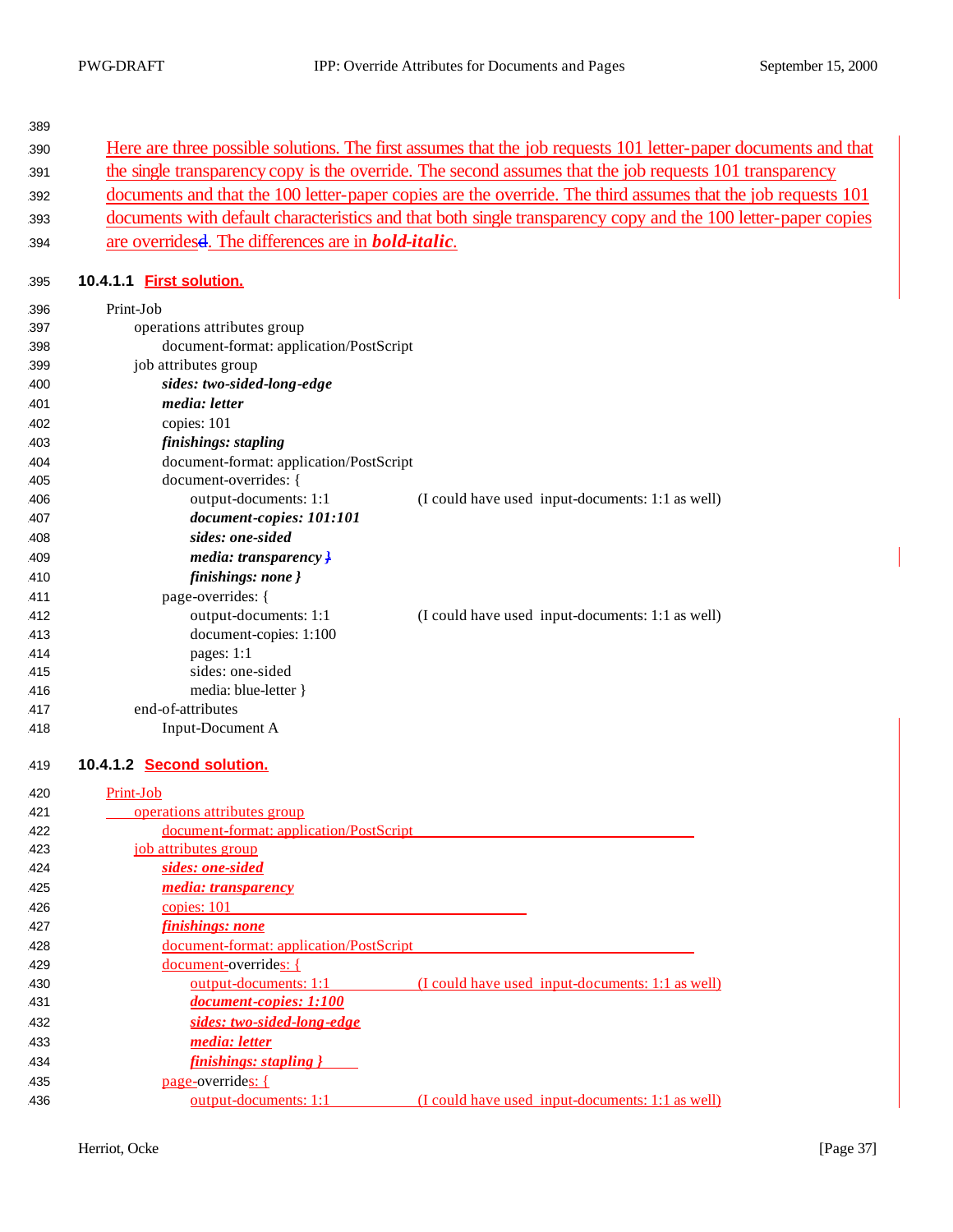Here are three possible solutions. The first assumes that the job requests 101 letter-paper documents and that the single transparency copy is the override. The second assumes that the job requests 101 transparency documents and that the 100 letter-paper copies are the override. The third assumes that the job requests 101 documents with default characteristics and that both single transparency copy and the 100 letter-paper copies are overridesd. The differences are in ***bold-italic***.

#### 10.4.1.1 First solution.

```
Print-Job
    operations attributes group
        document-format: application/PostScript
    job attributes group
        sides: two-sided-long-edge
        media: letter
        copies: 101
        finishings: stapling
        document-format: application/PostScript
        document-overrides: {
            output-documents: 1:1          (I could have used  input-documents: 1:1 as well)
            document-copies: 101:101
            sides: one-sided
            media: transparency }
            finishings: none }
        page-overrides: {
            output-documents: 1:1          (I could have used  input-documents: 1:1 as well)
            document-copies: 1:100
            pages: 1:1
            sides: one-sided
            media: blue-letter }
    end-of-attributes
        Input-Document A
```

#### 10.4.1.2 Second solution.

```
Print-Job
    operations attributes group
        document-format: application/PostScript
    job attributes group
        sides: one-sided
        media: transparency
        copies: 101
        finishings: none
        document-format: application/PostScript
        document-overrides: {
            output-documents: 1:1          (I could have used  input-documents: 1:1 as well)
            document-copies: 1:100
            sides: two-sided-long-edge
            media: letter
            finishings: stapling }
        page-overrides: {
            output-documents: 1:1          (I could have used  input-documents: 1:1 as well)
```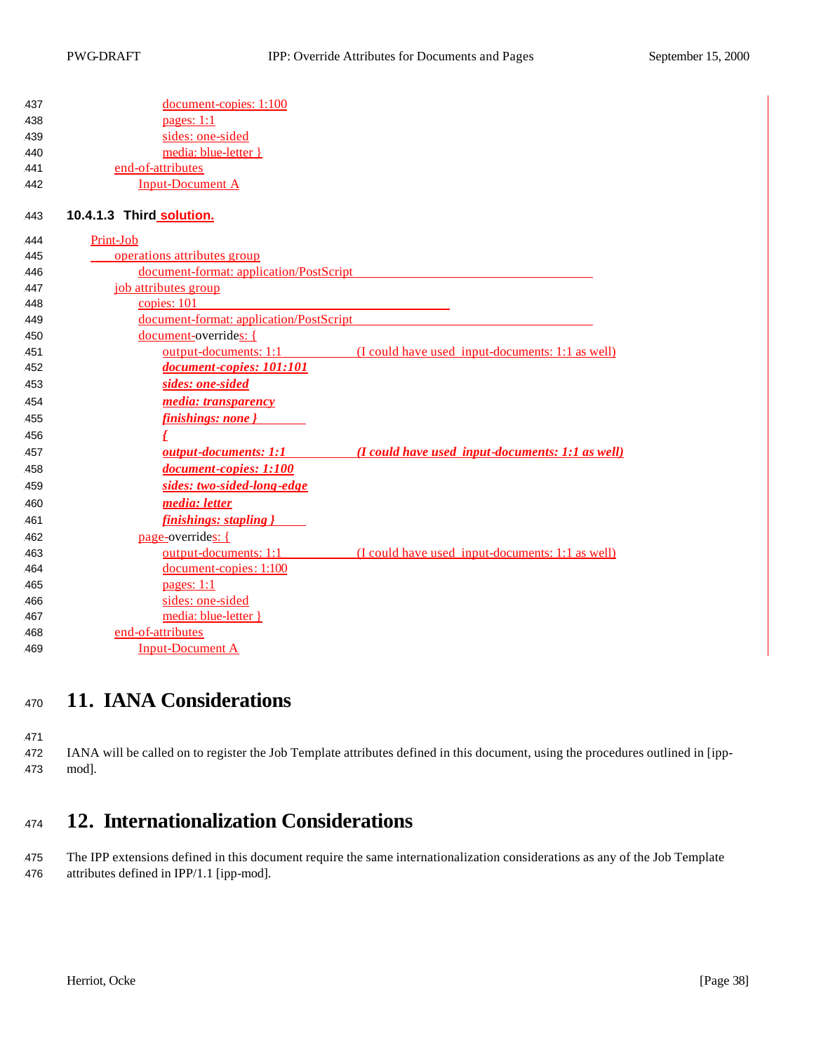```
            document-copies: 1:100
            pages: 1:1
            sides: one-sided
            media: blue-letter }
    end-of-attributes
        Input-Document A
```

#### 10.4.1.3 Third solution.

```
Print-Job
    operations attributes group
        document-format: application/PostScript
    job attributes group
        copies: 101
        document-format: application/PostScript
        document-overrides: {
            output-documents: 1:1          (I could have used  input-documents: 1:1 as well)
            document-copies: 101:101
            sides: one-sided
            media: transparency
            finishings: none }
            {
            output-documents: 1:1          (I could have used  input-documents: 1:1 as well)
            document-copies: 1:100
            sides: two-sided-long-edge
            media: letter
            finishings: stapling }
        page-overrides: {
            output-documents: 1:1          (I could have used  input-documents: 1:1 as well)
            document-copies: 1:100
            pages: 1:1
            sides: one-sided
            media: blue-letter }
    end-of-attributes
        Input-Document A
```

# 11. IANA Considerations

IANA will be called on to register the Job Template attributes defined in this document, using the procedures outlined in [ipp-mod].

# 12. Internationalization Considerations

The IPP extensions defined in this document require the same internationalization considerations as any of the Job Template attributes defined in IPP/1.1 [ipp-mod].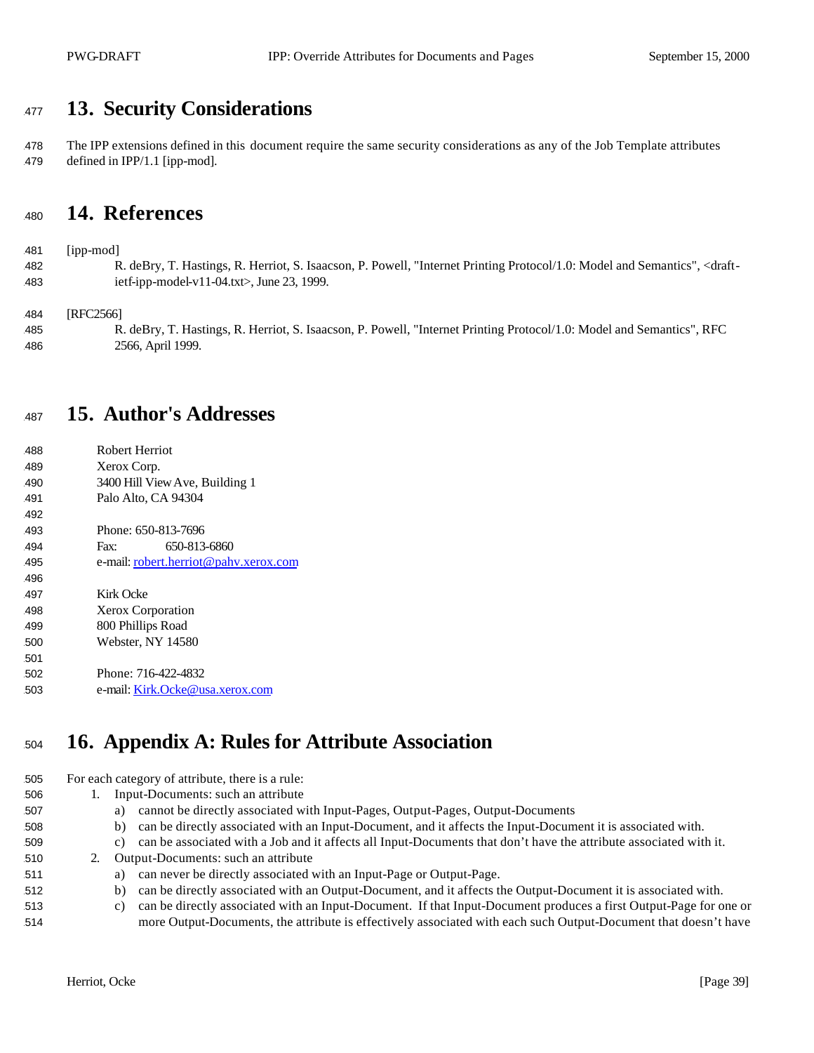# 13. Security Considerations

The IPP extensions defined in this document require the same security considerations as any of the Job Template attributes defined in IPP/1.1 [ipp-mod].

# 14. References

[ipp-mod]

R. deBry, T. Hastings, R. Herriot, S. Isaacson, P. Powell, "Internet Printing Protocol/1.0: Model and Semantics", <draft-ietf-ipp-model-v11-04.txt>, June 23, 1999.

[RFC2566]

R. deBry, T. Hastings, R. Herriot, S. Isaacson, P. Powell, "Internet Printing Protocol/1.0: Model and Semantics", RFC 2566, April 1999.

# 15. Author's Addresses

Robert Herriot
Xerox Corp.
3400 Hill View Ave, Building 1
Palo Alto, CA 94304

Phone: 650-813-7696
Fax: 650-813-6860
e-mail: robert.herriot@pahv.xerox.com

Kirk Ocke
Xerox Corporation
800 Phillips Road
Webster, NY 14580

Phone: 716-422-4832
e-mail: Kirk.Ocke@usa.xerox.com

# 16. Appendix A: Rules for Attribute Association

For each category of attribute, there is a rule:

1. Input-Documents: such an attribute
   a) cannot be directly associated with Input-Pages, Output-Pages, Output-Documents
   b) can be directly associated with an Input-Document, and it affects the Input-Document it is associated with.
   c) can be associated with a Job and it affects all Input-Documents that don't have the attribute associated with it.
2. Output-Documents: such an attribute
   a) can never be directly associated with an Input-Page or Output-Page.
   b) can be directly associated with an Output-Document, and it affects the Output-Document it is associated with.
   c) can be directly associated with an Input-Document. If that Input-Document produces a first Output-Page for one or more Output-Documents, the attribute is effectively associated with each such Output-Document that doesn't have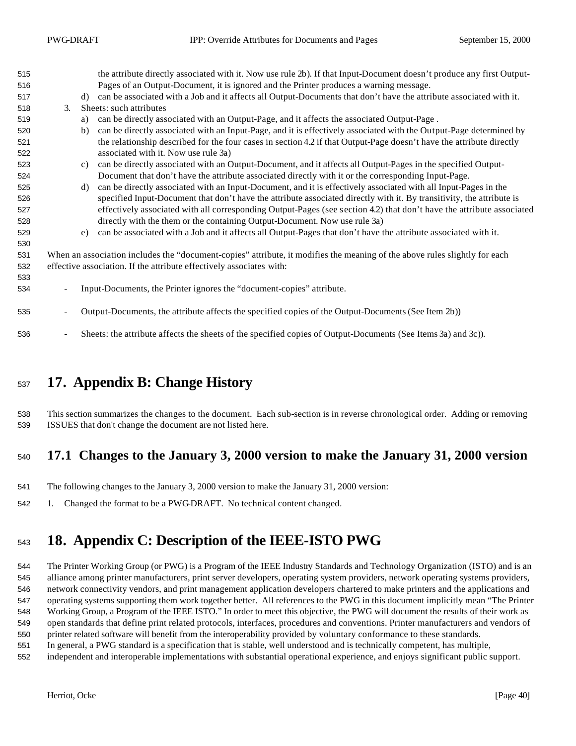the attribute directly associated with it. Now use rule 2b). If that Input-Document doesn't produce any first Output-Pages of an Output-Document, it is ignored and the Printer produces a warning message.

d) can be associated with a Job and it affects all Output-Documents that don't have the attribute associated with it.

3. Sheets: such attributes
   a) can be directly associated with an Output-Page, and it affects the associated Output-Page .
   b) can be directly associated with an Input-Page, and it is effectively associated with the Output-Page determined by the relationship described for the four cases in section 4.2 if that Output-Page doesn't have the attribute directly associated with it. Now use rule 3a)
   c) can be directly associated with an Output-Document, and it affects all Output-Pages in the specified Output-Document that don't have the attribute associated directly with it or the corresponding Input-Page.
   d) can be directly associated with an Input-Document, and it is effectively associated with all Input-Pages in the specified Input-Document that don't have the attribute associated directly with it. By transitivity, the attribute is effectively associated with all corresponding Output-Pages (see section 4.2) that don't have the attribute associated directly with the them or the containing Output-Document. Now use rule 3a)
   e) can be associated with a Job and it affects all Output-Pages that don't have the attribute associated with it.

When an association includes the "document-copies" attribute, it modifies the meaning of the above rules slightly for each effective association. If the attribute effectively associates with:

- Input-Documents, the Printer ignores the "document-copies" attribute.
- Output-Documents, the attribute affects the specified copies of the Output-Documents (See Item 2b))
- Sheets: the attribute affects the sheets of the specified copies of Output-Documents (See Items 3a) and 3c)).

# 17. Appendix B: Change History

This section summarizes the changes to the document. Each sub-section is in reverse chronological order. Adding or removing ISSUES that don't change the document are not listed here.

## 17.1 Changes to the January 3, 2000 version to make the January 31, 2000 version

The following changes to the January 3, 2000 version to make the January 31, 2000 version:

1. Changed the format to be a PWG-DRAFT. No technical content changed.

# 18. Appendix C: Description of the IEEE-ISTO PWG

The Printer Working Group (or PWG) is a Program of the IEEE Industry Standards and Technology Organization (ISTO) and is an alliance among printer manufacturers, print server developers, operating system providers, network operating systems providers, network connectivity vendors, and print management application developers chartered to make printers and the applications and operating systems supporting them work together better. All references to the PWG in this document implicitly mean "The Printer Working Group, a Program of the IEEE ISTO." In order to meet this objective, the PWG will document the results of their work as open standards that define print related protocols, interfaces, procedures and conventions. Printer manufacturers and vendors of printer related software will benefit from the interoperability provided by voluntary conformance to these standards.
In general, a PWG standard is a specification that is stable, well understood and is technically competent, has multiple, independent and interoperable implementations with substantial operational experience, and enjoys significant public support.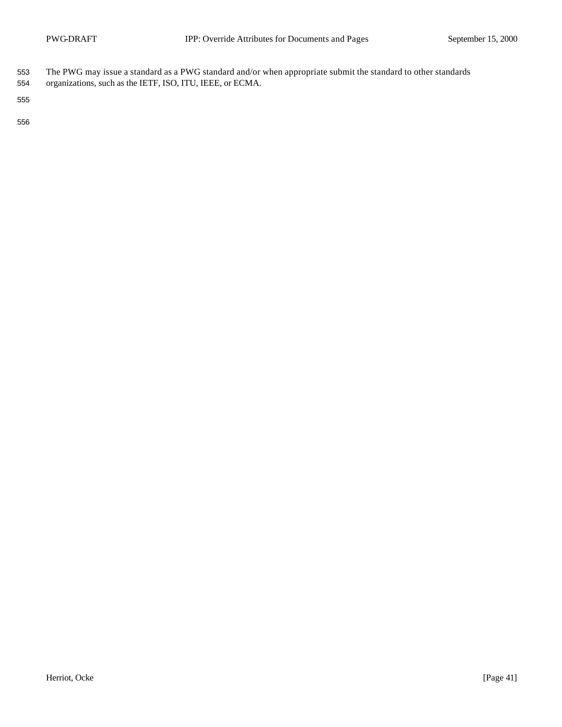The PWG may issue a standard as a PWG standard and/or when appropriate submit the standard to other standards organizations, such as the IETF, ISO, ITU, IEEE, or ECMA.